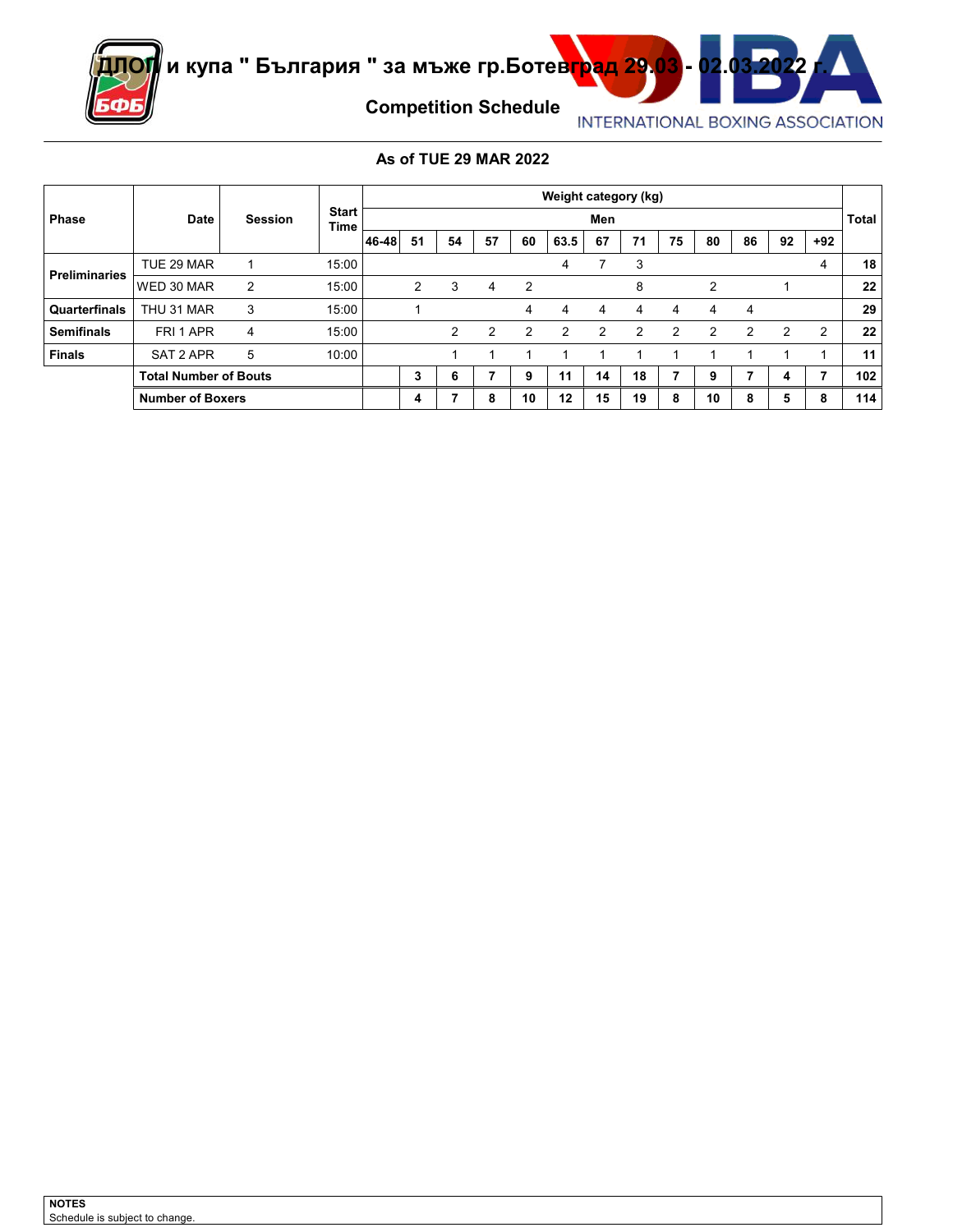# ДЛОП и купа " България " за мъже гр.Ботевград 29.03 - 02.03.2022 г.

## Competition Schedule

INTERNATIONAL BOXING ASSOCIATION

### As of TUE 29 MAR 2022

| Phase | Date | Session | Start Time | Weight category (kg) | | | | | | | | | | | | | Total |
|---|---|---|---|---|---|---|---|---|---|---|---|---|---|---|---|---|---|
| | | | | Men | | | | | | | | | | | | | |
| | | | | 46-48 | 51 | 54 | 57 | 60 | 63.5 | 67 | 71 | 75 | 80 | 86 | 92 | +92 | |
| Preliminaries | TUE 29 MAR | 1 | 15:00 | | | | | | 4 | 7 | 3 | | | | | 4 | 18 |
| | WED 30 MAR | 2 | 15:00 | | 2 | 3 | 4 | 2 | | | 8 | | 2 | | 1 | | 22 |
| Quarterfinals | THU 31 MAR | 3 | 15:00 | | 1 | | | 4 | 4 | 4 | 4 | 4 | 4 | 4 | | | 29 |
| Semifinals | FRI 1 APR | 4 | 15:00 | | | 2 | 2 | 2 | 2 | 2 | 2 | 2 | 2 | 2 | 2 | 2 | 22 |
| Finals | SAT 2 APR | 5 | 10:00 | | | 1 | 1 | 1 | 1 | 1 | 1 | 1 | 1 | 1 | 1 | 1 | 11 |
| | **Total Number of Bouts** | | | | **3** | **6** | **7** | **9** | **11** | **14** | **18** | **7** | **9** | **7** | **4** | **7** | **102** |
| | **Number of Boxers** | | | | **4** | **7** | **8** | **10** | **12** | **15** | **19** | **8** | **10** | **8** | **5** | **8** | **114** |

**NOTES**
Schedule is subject to change.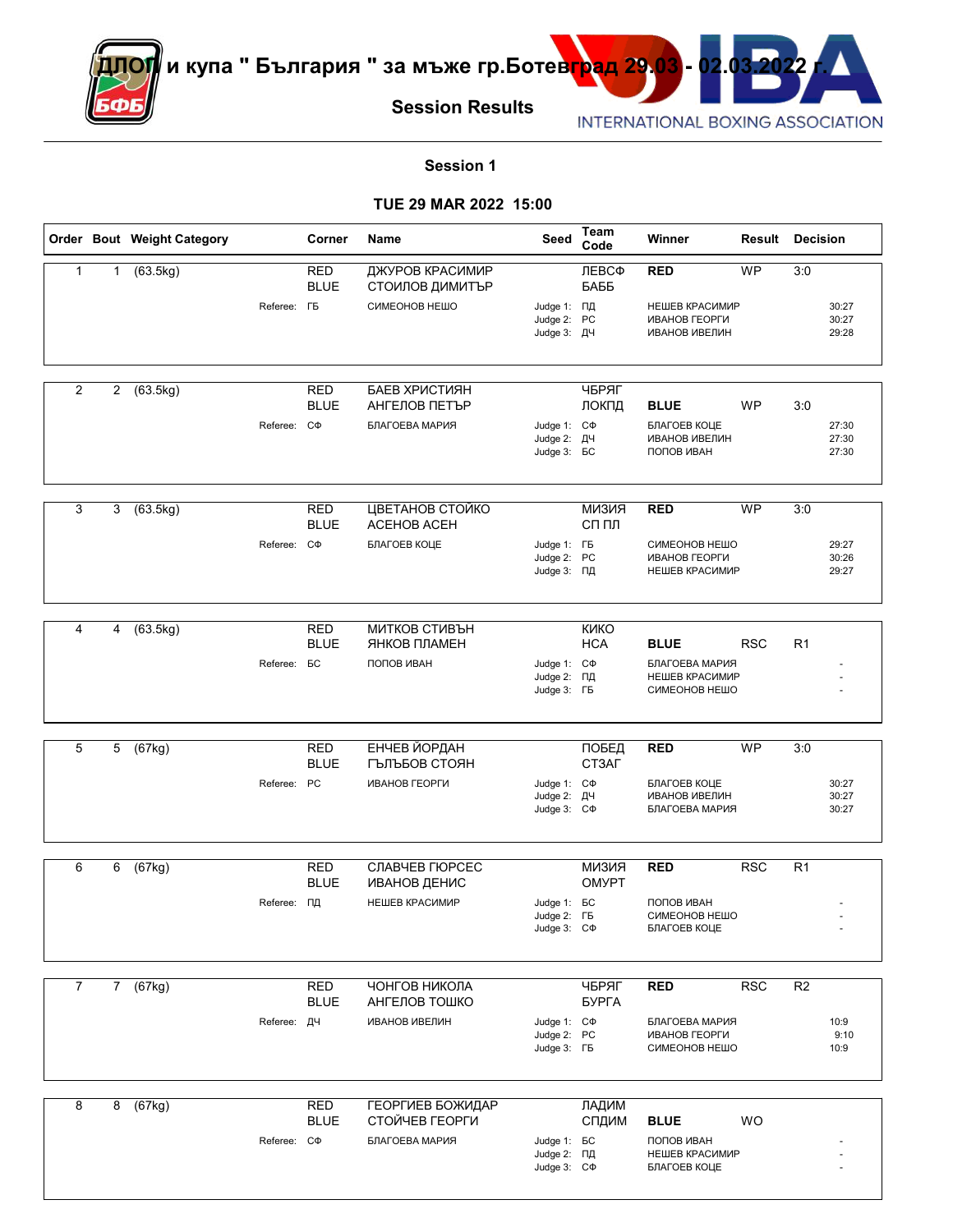# ДЛОП и купа " България " за мъже гр.Ботевград 29.03 - 02.03.2022 г.

## Session Results

### Session 1

### TUE 29 MAR 2022 15:00

| Order | Bout | Weight Category | Corner | Name | Seed | Team Code | Winner | Result | Decision |
|---|---|---|---|---|---|---|---|---|---|
| 1 | 1 | (63.5kg) | RED | ДЖУРОВ КРАСИМИР | | ЛЕВСФ | RED | WP | 3:0 |
| | | | BLUE | СТОИЛОВ ДИМИТЪР | | БАББ | | | |
| | | Referee: | ГБ | СИМЕОНОВ НЕШО | Judge 1: | ПД | НЕШЕВ КРАСИМИР | | 30:27 |
| | | | | | Judge 2: | РС | ИВАНОВ ГЕОРГИ | | 30:27 |
| | | | | | Judge 3: | ДЧ | ИВАНОВ ИВЕЛИН | | 29:28 |
| 2 | 2 | (63.5kg) | RED | БАЕВ ХРИСТИЯН | | ЧБРЯГ | | | |
| | | | BLUE | АНГЕЛОВ ПЕТЪР | | ЛОКПД | BLUE | WP | 3:0 |
| | | Referee: | СФ | БЛАГОЕВА МАРИЯ | Judge 1: | СФ | БЛАГОЕВ КОЦЕ | | 27:30 |
| | | | | | Judge 2: | ДЧ | ИВАНОВ ИВЕЛИН | | 27:30 |
| | | | | | Judge 3: | БС | ПОПОВ ИВАН | | 27:30 |
| 3 | 3 | (63.5kg) | RED | ЦВЕТАНОВ СТОЙКО | | МИЗИЯ | RED | WP | 3:0 |
| | | | BLUE | АСЕНОВ АСЕН | | СП ПЛ | | | |
| | | Referee: | СФ | БЛАГОЕВ КОЦЕ | Judge 1: | ГБ | СИМЕОНОВ НЕШО | | 29:27 |
| | | | | | Judge 2: | РС | ИВАНОВ ГЕОРГИ | | 30:26 |
| | | | | | Judge 3: | ПД | НЕШЕВ КРАСИМИР | | 29:27 |
| 4 | 4 | (63.5kg) | RED | МИТКОВ СТИВЪН | | КИКО | | | |
| | | | BLUE | ЯНКОВ ПЛАМЕН | | НСА | BLUE | RSC | R1 |
| | | Referee: | БС | ПОПОВ ИВАН | Judge 1: | СФ | БЛАГОЕВА МАРИЯ | | - |
| | | | | | Judge 2: | ПД | НЕШЕВ КРАСИМИР | | - |
| | | | | | Judge 3: | ГБ | СИМЕОНОВ НЕШО | | - |
| 5 | 5 | (67kg) | RED | ЕНЧЕВ ЙОРДАН | | ПОБЕД | RED | WP | 3:0 |
| | | | BLUE | ГЪЛЪБОВ СТОЯН | | СТЗАГ | | | |
| | | Referee: | РС | ИВАНОВ ГЕОРГИ | Judge 1: | СФ | БЛАГОЕВ КОЦЕ | | 30:27 |
| | | | | | Judge 2: | ДЧ | ИВАНОВ ИВЕЛИН | | 30:27 |
| | | | | | Judge 3: | СФ | БЛАГОЕВА МАРИЯ | | 30:27 |
| 6 | 6 | (67kg) | RED | СЛАВЧЕВ ГЮРСЕС | | МИЗИЯ | RED | RSC | R1 |
| | | | BLUE | ИВАНОВ ДЕНИС | | ОМУРТ | | | |
| | | Referee: | ПД | НЕШЕВ КРАСИМИР | Judge 1: | БС | ПОПОВ ИВАН | | - |
| | | | | | Judge 2: | ГБ | СИМЕОНОВ НЕШО | | - |
| | | | | | Judge 3: | СФ | БЛАГОЕВ КОЦЕ | | - |
| 7 | 7 | (67kg) | RED | ЧОНГОВ НИКОЛА | | ЧБРЯГ | RED | RSC | R2 |
| | | | BLUE | АНГЕЛОВ ТОШКО | | БУРГА | | | |
| | | Referee: | ДЧ | ИВАНОВ ИВЕЛИН | Judge 1: | СФ | БЛАГОЕВА МАРИЯ | | 10:9 |
| | | | | | Judge 2: | РС | ИВАНОВ ГЕОРГИ | | 9:10 |
| | | | | | Judge 3: | ГБ | СИМЕОНОВ НЕШО | | 10:9 |
| 8 | 8 | (67kg) | RED | ГЕОРГИЕВ БОЖИДАР | | ЛАДИМ | | | |
| | | | BLUE | СТОЙЧЕВ ГЕОРГИ | | СПДИМ | BLUE | WO | |
| | | Referee: | СФ | БЛАГОЕВА МАРИЯ | Judge 1: | БС | ПОПОВ ИВАН | | - |
| | | | | | Judge 2: | ПД | НЕШЕВ КРАСИМИР | | - |
| | | | | | Judge 3: | СФ | БЛАГОЕВ КОЦЕ | | - |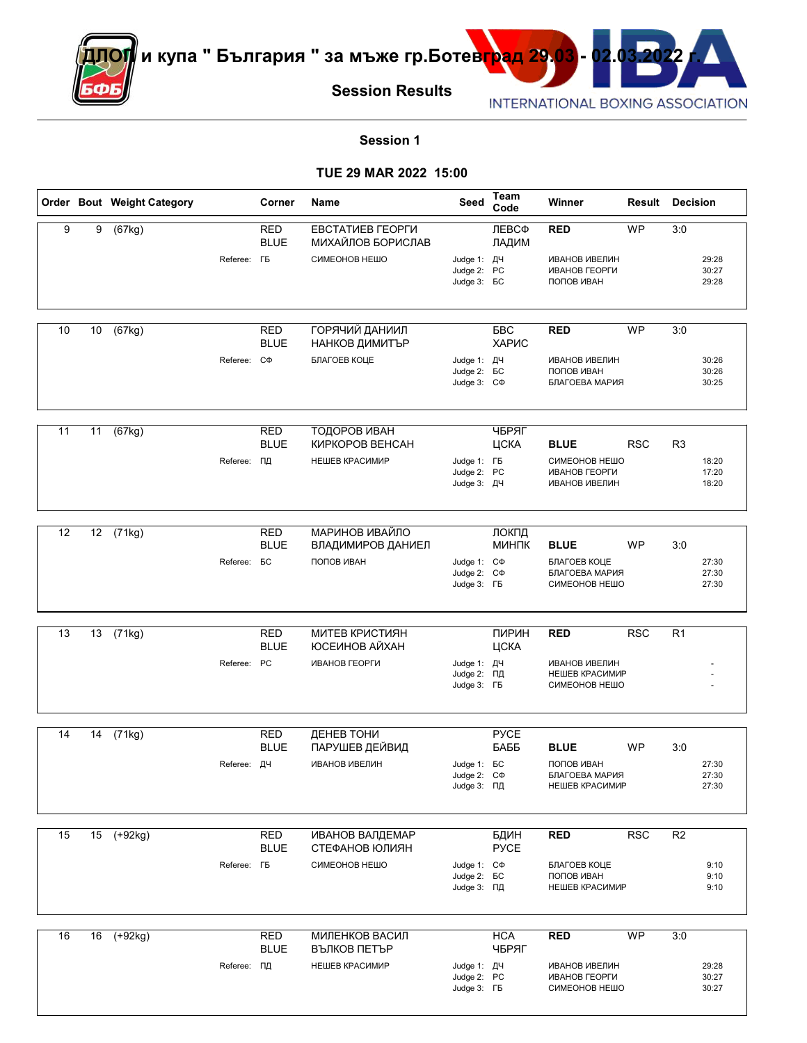# ДЛОП и купа " България " за мъже гр.Ботевград 29.03 - 02.03.2022 г.

## Session Results

### Session 1

### TUE 29 MAR 2022 15:00

| Order | Bout | Weight Category | Corner | Name | Seed | Team Code | Winner | Result | Decision |
|---|---|---|---|---|---|---|---|---|---|
| 9 | 9 | (67kg) | RED | ЕВСТАТИЕВ ГЕОРГИ | | ЛЕВСФ | RED | WP | 3:0 |
| | | | BLUE | МИХАЙЛОВ БОРИСЛАВ | | ЛАДИМ | | | |
| | | | Referee: ГБ | СИМЕОНОВ НЕШО | Judge 1: | ДЧ | ИВАНОВ ИВЕЛИН | | 29:28 |
| | | | | | Judge 2: | РС | ИВАНОВ ГЕОРГИ | | 30:27 |
| | | | | | Judge 3: | БС | ПОПОВ ИВАН | | 29:28 |
| 10 | 10 | (67kg) | RED | ГОРЯЧИЙ ДАНИИЛ | | БВС | RED | WP | 3:0 |
| | | | BLUE | НАНКОВ ДИМИТЪР | | ХАРИС | | | |
| | | | Referee: СФ | БЛАГОЕВ КОЦЕ | Judge 1: | ДЧ | ИВАНОВ ИВЕЛИН | | 30:26 |
| | | | | | Judge 2: | БС | ПОПОВ ИВАН | | 30:26 |
| | | | | | Judge 3: | СФ | БЛАГОЕВА МАРИЯ | | 30:25 |
| 11 | 11 | (67kg) | RED | ТОДОРОВ ИВАН | | ЧБРЯГ | | | |
| | | | BLUE | КИРКОРОВ ВЕНСАН | | ЦСКА | BLUE | RSC | R3 |
| | | | Referee: ПД | НЕШЕВ КРАСИМИР | Judge 1: | ГБ | СИМЕОНОВ НЕШО | | 18:20 |
| | | | | | Judge 2: | РС | ИВАНОВ ГЕОРГИ | | 17:20 |
| | | | | | Judge 3: | ДЧ | ИВАНОВ ИВЕЛИН | | 18:20 |
| 12 | 12 | (71kg) | RED | МАРИНОВ ИВАЙЛО | | ЛОКПД | | | |
| | | | BLUE | ВЛАДИМИРОВ ДАНИЕЛ | | МИНПК | BLUE | WP | 3:0 |
| | | | Referee: БС | ПОПОВ ИВАН | Judge 1: | СФ | БЛАГОЕВ КОЦЕ | | 27:30 |
| | | | | | Judge 2: | СФ | БЛАГОЕВА МАРИЯ | | 27:30 |
| | | | | | Judge 3: | ГБ | СИМЕОНОВ НЕШО | | 27:30 |
| 13 | 13 | (71kg) | RED | МИТЕВ КРИСТИЯН | | ПИРИН | RED | RSC | R1 |
| | | | BLUE | ЮСЕИНОВ АЙХАН | | ЦСКА | | | |
| | | | Referee: РС | ИВАНОВ ГЕОРГИ | Judge 1: | ДЧ | ИВАНОВ ИВЕЛИН | | - |
| | | | | | Judge 2: | ПД | НЕШЕВ КРАСИМИР | | - |
| | | | | | Judge 3: | ГБ | СИМЕОНОВ НЕШО | | - |
| 14 | 14 | (71kg) | RED | ДЕНЕВ ТОНИ | | РУСЕ | | | |
| | | | BLUE | ПАРУШЕВ ДЕЙВИД | | БАББ | BLUE | WP | 3:0 |
| | | | Referee: ДЧ | ИВАНОВ ИВЕЛИН | Judge 1: | БС | ПОПОВ ИВАН | | 27:30 |
| | | | | | Judge 2: | СФ | БЛАГОЕВА МАРИЯ | | 27:30 |
| | | | | | Judge 3: | ПД | НЕШЕВ КРАСИМИР | | 27:30 |
| 15 | 15 | (+92kg) | RED | ИВАНОВ ВАЛДЕМАР | | БДИН | RED | RSC | R2 |
| | | | BLUE | СТЕФАНОВ ЮЛИЯН | | РУСЕ | | | |
| | | | Referee: ГБ | СИМЕОНОВ НЕШО | Judge 1: | СФ | БЛАГОЕВ КОЦЕ | | 9:10 |
| | | | | | Judge 2: | БС | ПОПОВ ИВАН | | 9:10 |
| | | | | | Judge 3: | ПД | НЕШЕВ КРАСИМИР | | 9:10 |
| 16 | 16 | (+92kg) | RED | МИЛЕНКОВ ВАСИЛ | | НСА | RED | WP | 3:0 |
| | | | BLUE | ВЪЛКОВ ПЕТЪР | | ЧБРЯГ | | | |
| | | | Referee: ПД | НЕШЕВ КРАСИМИР | Judge 1: | ДЧ | ИВАНОВ ИВЕЛИН | | 29:28 |
| | | | | | Judge 2: | РС | ИВАНОВ ГЕОРГИ | | 30:27 |
| | | | | | Judge 3: | ГБ | СИМЕОНОВ НЕШО | | 30:27 |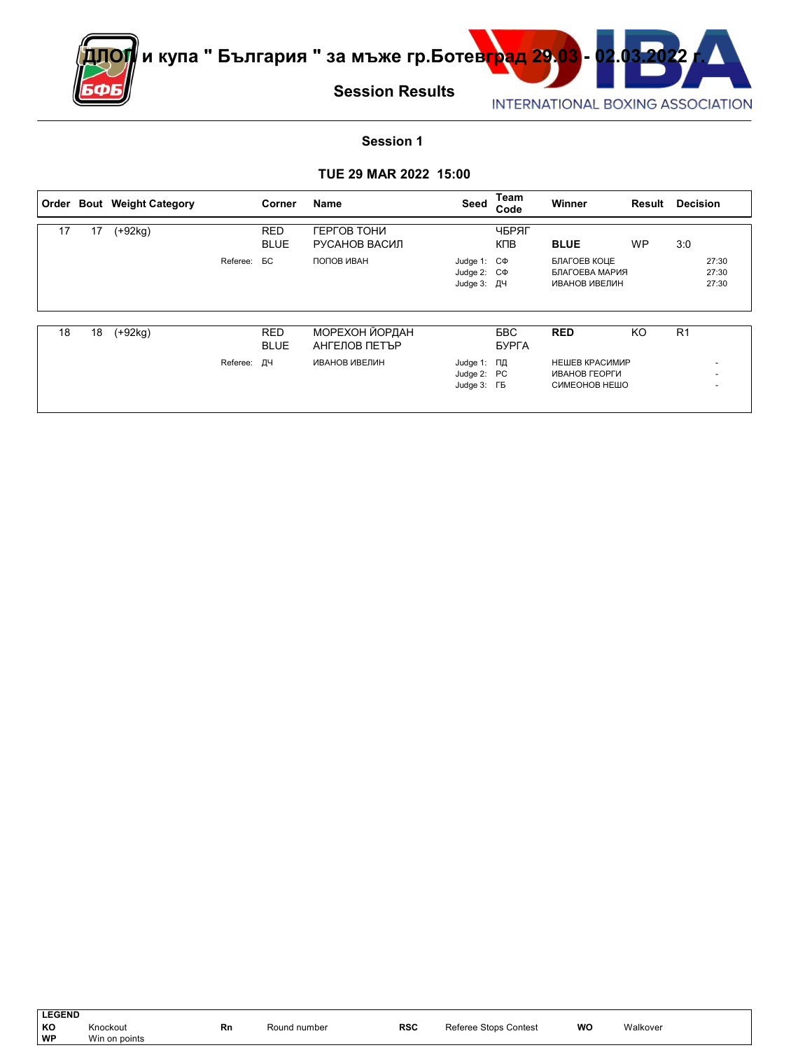# ДЛОП и купа " България " за мъже гр.Ботевград 29.03 - 02.03.2022 г.

## Session Results

INTERNATIONAL BOXING ASSOCIATION

### Session 1

### TUE 29 MAR 2022 15:00

| Order | Bout | Weight Category | | Corner | Name | Seed | Team Code | Winner | Result | Decision |
|---|---|---|---|---|---|---|---|---|---|---|
| 17 | 17 | (+92kg) | | RED | ГЕРГОВ ТОНИ | | ЧБРЯГ | | | |
| | | | | BLUE | РУСАНОВ ВАСИЛ | | КПВ | **BLUE** | WP | 3:0 |
| | | | Referee: | БС | ПОПОВ ИВАН | Judge 1: | СФ | БЛАГОЕВ КОЦЕ | | 27:30 |
| | | | | | | Judge 2: | СФ | БЛАГОЕВА МАРИЯ | | 27:30 |
| | | | | | | Judge 3: | ДЧ | ИВАНОВ ИВЕЛИН | | 27:30 |
| 18 | 18 | (+92kg) | | RED | МОРЕХОН ЙОРДАН | | БВС | **RED** | KO | R1 |
| | | | | BLUE | АНГЕЛОВ ПЕТЪР | | БУРГА | | | |
| | | | Referee: | ДЧ | ИВАНОВ ИВЕЛИН | Judge 1: | ПД | НЕШЕВ КРАСИМИР | | - |
| | | | | | | Judge 2: | РС | ИВАНОВ ГЕОРГИ | | - |
| | | | | | | Judge 3: | ГБ | СИМЕОНОВ НЕШО | | - |

| LEGEND | | | | | | | |
|---|---|---|---|---|---|---|---|
| KO | Knockout | Rn | Round number | RSC | Referee Stops Contest | WO | Walkover |
| WP | Win on points | | | | | | |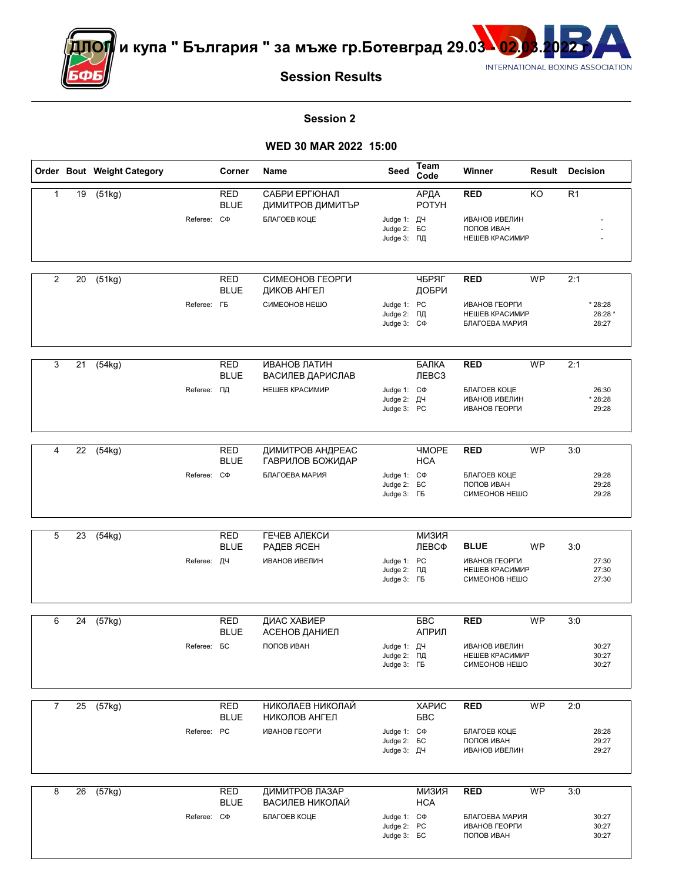# ДЛОП и купа " България " за мъже гр.Ботевград 29.03 - 02.03.2022 г.

## Session Results

### Session 2

### WED 30 MAR 2022 15:00

| Order | Bout | Weight Category | Corner | Name | Seed | Team Code | Winner | Result | Decision |
|---|---|---|---|---|---|---|---|---|---|
| 1 | 19 | (51kg) | RED | САБРИ ЕРГЮНАЛ | | АРДА | RED | KO | R1 |
| | | | BLUE | ДИМИТРОВ ДИМИТЪР | | РОТУН | | | |
| | | Referee: | СФ | БЛАГОЕВ КОЦЕ | Judge 1: | ДЧ | ИВАНОВ ИВЕЛИН | | - |
| | | | | | Judge 2: | БС | ПОПОВ ИВАН | | - |
| | | | | | Judge 3: | ПД | НЕШЕВ КРАСИМИР | | - |
| 2 | 20 | (51kg) | RED | СИМЕОНОВ ГЕОРГИ | | ЧБРЯГ | RED | WP | 2:1 |
| | | | BLUE | ДИКОВ АНГЕЛ | | ДОБРИ | | | |
| | | Referee: | ГБ | СИМЕОНОВ НЕШО | Judge 1: | РС | ИВАНОВ ГЕОРГИ | | * 28:28 |
| | | | | | Judge 2: | ПД | НЕШЕВ КРАСИМИР | | 28:28 * |
| | | | | | Judge 3: | СФ | БЛАГОЕВА МАРИЯ | | 28:27 |
| 3 | 21 | (54kg) | RED | ИВАНОВ ЛАТИН | | БАЛКА | RED | WP | 2:1 |
| | | | BLUE | ВАСИЛЕВ ДАРИСЛАВ | | ЛЕВСЗ | | | |
| | | Referee: | ПД | НЕШЕВ КРАСИМИР | Judge 1: | СФ | БЛАГОЕВ КОЦЕ | | 26:30 |
| | | | | | Judge 2: | ДЧ | ИВАНОВ ИВЕЛИН | | * 28:28 |
| | | | | | Judge 3: | РС | ИВАНОВ ГЕОРГИ | | 29:28 |
| 4 | 22 | (54kg) | RED | ДИМИТРОВ АНДРЕАС | | ЧМОРЕ | RED | WP | 3:0 |
| | | | BLUE | ГАВРИЛОВ БОЖИДАР | | НСА | | | |
| | | Referee: | СФ | БЛАГОЕВА МАРИЯ | Judge 1: | СФ | БЛАГОЕВ КОЦЕ | | 29:28 |
| | | | | | Judge 2: | БС | ПОПОВ ИВАН | | 29:28 |
| | | | | | Judge 3: | ГБ | СИМЕОНОВ НЕШО | | 29:28 |
| 5 | 23 | (54kg) | RED | ГЕЧЕВ АЛЕКСИ | | МИЗИЯ | | | |
| | | | BLUE | РАДЕВ ЯСЕН | | ЛЕВСФ | BLUE | WP | 3:0 |
| | | Referee: | ДЧ | ИВАНОВ ИВЕЛИН | Judge 1: | РС | ИВАНОВ ГЕОРГИ | | 27:30 |
| | | | | | Judge 2: | ПД | НЕШЕВ КРАСИМИР | | 27:30 |
| | | | | | Judge 3: | ГБ | СИМЕОНОВ НЕШО | | 27:30 |
| 6 | 24 | (57kg) | RED | ДИАС ХАВИЕР | | БВС | RED | WP | 3:0 |
| | | | BLUE | АСЕНОВ ДАНИЕЛ | | АПРИЛ | | | |
| | | Referee: | БС | ПОПОВ ИВАН | Judge 1: | ДЧ | ИВАНОВ ИВЕЛИН | | 30:27 |
| | | | | | Judge 2: | ПД | НЕШЕВ КРАСИМИР | | 30:27 |
| | | | | | Judge 3: | ГБ | СИМЕОНОВ НЕШО | | 30:27 |
| 7 | 25 | (57kg) | RED | НИКОЛАЕВ НИКОЛАЙ | | ХАРИС | RED | WP | 2:0 |
| | | | BLUE | НИКОЛОВ АНГЕЛ | | БВС | | | |
| | | Referee: | РС | ИВАНОВ ГЕОРГИ | Judge 1: | СФ | БЛАГОЕВ КОЦЕ | | 28:28 |
| | | | | | Judge 2: | БС | ПОПОВ ИВАН | | 29:27 |
| | | | | | Judge 3: | ДЧ | ИВАНОВ ИВЕЛИН | | 29:27 |
| 8 | 26 | (57kg) | RED | ДИМИТРОВ ЛАЗАР | | МИЗИЯ | RED | WP | 3:0 |
| | | | BLUE | ВАСИЛЕВ НИКОЛАЙ | | НСА | | | |
| | | Referee: | СФ | БЛАГОЕВ КОЦЕ | Judge 1: | СФ | БЛАГОЕВА МАРИЯ | | 30:27 |
| | | | | | Judge 2: | РС | ИВАНОВ ГЕОРГИ | | 30:27 |
| | | | | | Judge 3: | БС | ПОПОВ ИВАН | | 30:27 |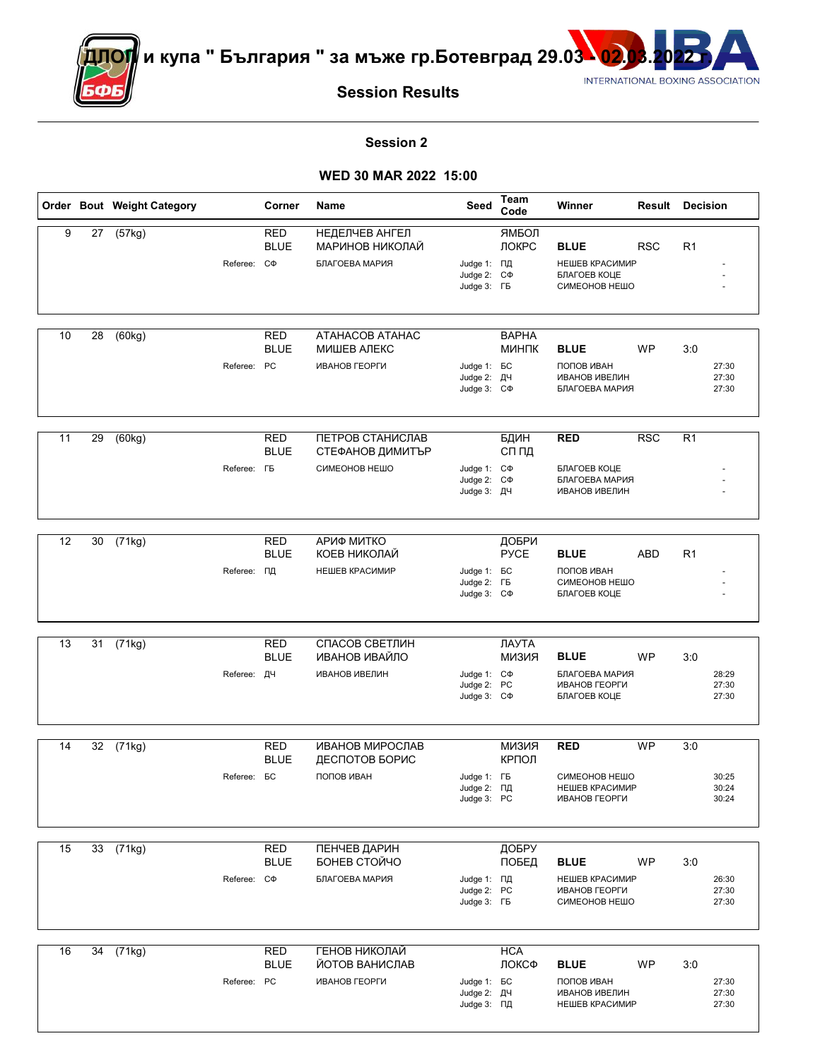# ДЛОП и купа " България " за мъже гр.Ботевград 29.03 - 02.03.2022 г.

## Session Results

### Session 2

### WED 30 MAR 2022 15:00

| Order | Bout | Weight Category | Corner | Name | Seed | Team Code | Winner | Result | Decision |
|---|---|---|---|---|---|---|---|---|---|
| 9 | 27 | (57kg) | RED | НЕДЕЛЧЕВ АНГЕЛ | | ЯМБОЛ | | | |
| | | | BLUE | МАРИНОВ НИКОЛАЙ | | ЛОКРС | **BLUE** | RSC | R1 |
| | | Referee: | СФ | БЛАГОЕВА МАРИЯ | Judge 1: | ПД | НЕШЕВ КРАСИМИР | | - |
| | | | | | Judge 2: | СФ | БЛАГОЕВ КОЦЕ | | - |
| | | | | | Judge 3: | ГБ | СИМЕОНОВ НЕШО | | - |
| 10 | 28 | (60kg) | RED | АТАНАСОВ АТАНАС | | ВАРНА | | | |
| | | | BLUE | МИШЕВ АЛЕКС | | МИНПК | **BLUE** | WP | 3:0 |
| | | Referee: | РС | ИВАНОВ ГЕОРГИ | Judge 1: | БС | ПОПОВ ИВАН | | 27:30 |
| | | | | | Judge 2: | ДЧ | ИВАНОВ ИВЕЛИН | | 27:30 |
| | | | | | Judge 3: | СФ | БЛАГОЕВА МАРИЯ | | 27:30 |
| 11 | 29 | (60kg) | RED | ПЕТРОВ СТАНИСЛАВ | | БДИН | **RED** | RSC | R1 |
| | | | BLUE | СТЕФАНОВ ДИМИТЪР | | СП ПД | | | |
| | | Referee: | ГБ | СИМЕОНОВ НЕШО | Judge 1: | СФ | БЛАГОЕВ КОЦЕ | | - |
| | | | | | Judge 2: | СФ | БЛАГОЕВА МАРИЯ | | - |
| | | | | | Judge 3: | ДЧ | ИВАНОВ ИВЕЛИН | | - |
| 12 | 30 | (71kg) | RED | АРИФ МИТКО | | ДОБРИ | | | |
| | | | BLUE | КОЕВ НИКОЛАЙ | | РУСЕ | **BLUE** | ABD | R1 |
| | | Referee: | ПД | НЕШЕВ КРАСИМИР | Judge 1: | БС | ПОПОВ ИВАН | | - |
| | | | | | Judge 2: | ГБ | СИМЕОНОВ НЕШО | | - |
| | | | | | Judge 3: | СФ | БЛАГОЕВ КОЦЕ | | - |
| 13 | 31 | (71kg) | RED | СПАСОВ СВЕТЛИН | | ЛАУТА | | | |
| | | | BLUE | ИВАНОВ ИВАЙЛО | | МИЗИЯ | **BLUE** | WP | 3:0 |
| | | Referee: | ДЧ | ИВАНОВ ИВЕЛИН | Judge 1: | СФ | БЛАГОЕВА МАРИЯ | | 28:29 |
| | | | | | Judge 2: | РС | ИВАНОВ ГЕОРГИ | | 27:30 |
| | | | | | Judge 3: | СФ | БЛАГОЕВ КОЦЕ | | 27:30 |
| 14 | 32 | (71kg) | RED | ИВАНОВ МИРОСЛАВ | | МИЗИЯ | **RED** | WP | 3:0 |
| | | | BLUE | ДЕСПОТОВ БОРИС | | КРПОЛ | | | |
| | | Referee: | БС | ПОПОВ ИВАН | Judge 1: | ГБ | СИМЕОНОВ НЕШО | | 30:25 |
| | | | | | Judge 2: | ПД | НЕШЕВ КРАСИМИР | | 30:24 |
| | | | | | Judge 3: | РС | ИВАНОВ ГЕОРГИ | | 30:24 |
| 15 | 33 | (71kg) | RED | ПЕНЧЕВ ДАРИН | | ДОБРУ | | | |
| | | | BLUE | БОНЕВ СТОЙЧО | | ПОБЕД | **BLUE** | WP | 3:0 |
| | | Referee: | СФ | БЛАГОЕВА МАРИЯ | Judge 1: | ПД | НЕШЕВ КРАСИМИР | | 26:30 |
| | | | | | Judge 2: | РС | ИВАНОВ ГЕОРГИ | | 27:30 |
| | | | | | Judge 3: | ГБ | СИМЕОНОВ НЕШО | | 27:30 |
| 16 | 34 | (71kg) | RED | ГЕНОВ НИКОЛАЙ | | НСА | | | |
| | | | BLUE | ЙОТОВ ВАНИСЛАВ | | ЛОКСФ | **BLUE** | WP | 3:0 |
| | | Referee: | РС | ИВАНОВ ГЕОРГИ | Judge 1: | БС | ПОПОВ ИВАН | | 27:30 |
| | | | | | Judge 2: | ДЧ | ИВАНОВ ИВЕЛИН | | 27:30 |
| | | | | | Judge 3: | ПД | НЕШЕВ КРАСИМИР | | 27:30 |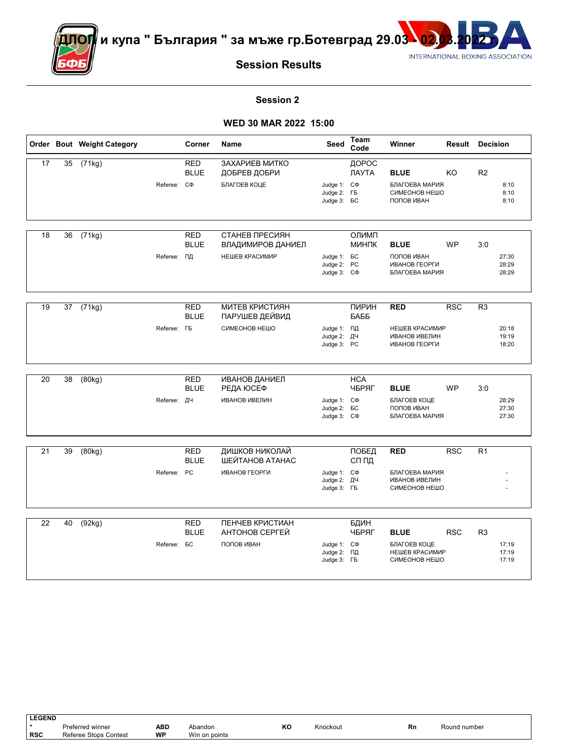# ДЛОП и купа " България " за мъже гр.Ботевград 29.03 - 02.03.2022 г.

INTERNATIONAL BOXING ASSOCIATION

## Session Results

### Session 2

### WED 30 MAR 2022 15:00

| Order | Bout | Weight Category | Corner | Name | Seed | Team Code | Winner | Result | Decision |
|---|---|---|---|---|---|---|---|---|---|
| 17 | 35 | (71kg) | RED | ЗАХАРИЕВ МИТКО | | ДОРОС | | | |
| | | | BLUE | ДОБРЕВ ДОБРИ | | ЛАУТА | **BLUE** | KO | R2 |
| | | Referee: | СФ | БЛАГОЕВ КОЦЕ | Judge 1: | СФ | БЛАГОЕВА МАРИЯ | | 8:10 |
| | | | | | Judge 2: | ГБ | СИМЕОНОВ НЕШО | | 8:10 |
| | | | | | Judge 3: | БС | ПОПОВ ИВАН | | 8:10 |
| 18 | 36 | (71kg) | RED | СТАНЕВ ПРЕСИЯН | | ОЛИМП | | | |
| | | | BLUE | ВЛАДИМИРОВ ДАНИЕЛ | | МИНПК | **BLUE** | WP | 3:0 |
| | | Referee: | ПД | НЕШЕВ КРАСИМИР | Judge 1: | БС | ПОПОВ ИВАН | | 27:30 |
| | | | | | Judge 2: | РС | ИВАНОВ ГЕОРГИ | | 28:29 |
| | | | | | Judge 3: | СФ | БЛАГОЕВА МАРИЯ | | 28:29 |
| 19 | 37 | (71kg) | RED | МИТЕВ КРИСТИЯН | | ПИРИН | **RED** | RSC | R3 |
| | | | BLUE | ПАРУШЕВ ДЕЙВИД | | БАББ | | | |
| | | Referee: | ГБ | СИМЕОНОВ НЕШО | Judge 1: | ПД | НЕШЕВ КРАСИМИР | | 20:18 |
| | | | | | Judge 2: | ДЧ | ИВАНОВ ИВЕЛИН | | 19:19 |
| | | | | | Judge 3: | РС | ИВАНОВ ГЕОРГИ | | 18:20 |
| 20 | 38 | (80kg) | RED | ИВАНОВ ДАНИЕЛ | | НСА | | | |
| | | | BLUE | РЕДА ЮСЕФ | | ЧБРЯГ | **BLUE** | WP | 3:0 |
| | | Referee: | ДЧ | ИВАНОВ ИВЕЛИН | Judge 1: | СФ | БЛАГОЕВ КОЦЕ | | 28:29 |
| | | | | | Judge 2: | БС | ПОПОВ ИВАН | | 27:30 |
| | | | | | Judge 3: | СФ | БЛАГОЕВА МАРИЯ | | 27:30 |
| 21 | 39 | (80kg) | RED | ДИШКОВ НИКОЛАЙ | | ПОБЕД | **RED** | RSC | R1 |
| | | | BLUE | ШЕЙТАНОВ АТАНАС | | СП ПД | | | |
| | | Referee: | РС | ИВАНОВ ГЕОРГИ | Judge 1: | СФ | БЛАГОЕВА МАРИЯ | | - |
| | | | | | Judge 2: | ДЧ | ИВАНОВ ИВЕЛИН | | - |
| | | | | | Judge 3: | ГБ | СИМЕОНОВ НЕШО | | - |
| 22 | 40 | (92kg) | RED | ПЕНЧЕВ КРИСТИАН | | БДИН | | | |
| | | | BLUE | АНТОНОВ СЕРГЕЙ | | ЧБРЯГ | **BLUE** | RSC | R3 |
| | | Referee: | БС | ПОПОВ ИВАН | Judge 1: | СФ | БЛАГОЕВ КОЦЕ | | 17:19 |
| | | | | | Judge 2: | ПД | НЕШЕВ КРАСИМИР | | 17:19 |
| | | | | | Judge 3: | ГБ | СИМЕОНОВ НЕШО | | 17:19 |

**LEGEND**

| | | | | | | | |
|---|---|---|---|---|---|---|---|
| * | Preferred winner | **ABD** | Abandon | **KO** | Knockout | **Rn** | Round number |
| **RSC** | Referee Stops Contest | **WP** | Win on points | | | | |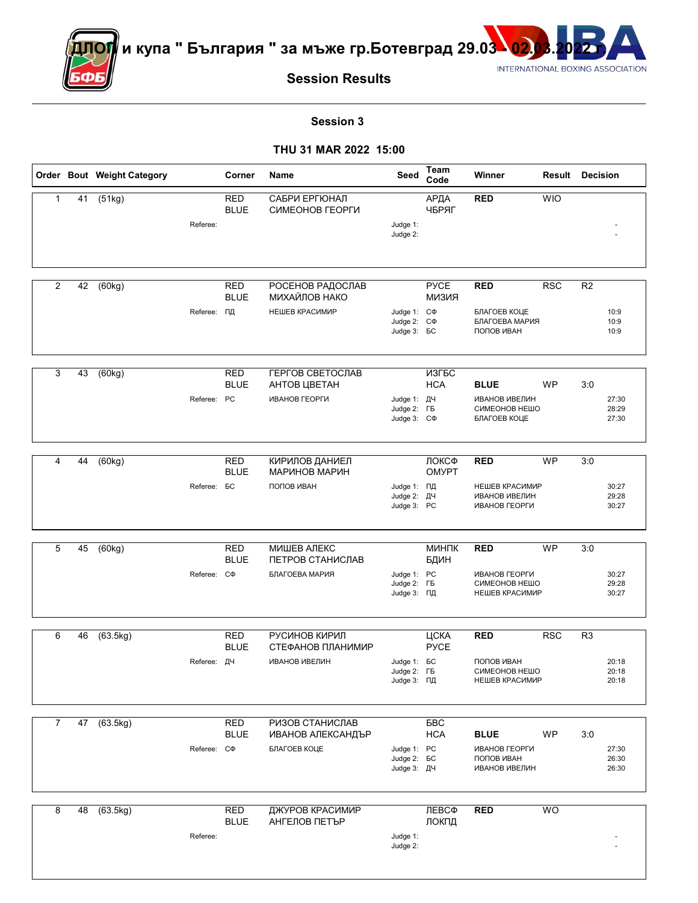# ДЛОП и купа " България " за мъже гр.Ботевград 29.03 - 02.03.2022 г.

## Session Results

### Session 3

### THU 31 MAR 2022 15:00

| Order | Bout | Weight Category | Corner | Name | Seed | Team Code | Winner | Result | Decision |
|---|---|---|---|---|---|---|---|---|---|
| 1 | 41 | (51kg) | RED | САБРИ ЕРГЮНАЛ | | АРДА | RED | WIO | |
| | | | BLUE | СИМЕОНОВ ГЕОРГИ | | ЧБРЯГ | | | |
| | | Referee: | | | Judge 1: | | | | - |
| | | | | | Judge 2: | | | | - |
| 2 | 42 | (60kg) | RED | РОСЕНОВ РАДОСЛАВ | | РУСЕ | RED | RSC | R2 |
| | | | BLUE | МИХАЙЛОВ НАКО | | МИЗИЯ | | | |
| | | Referee: ПД | | НЕШЕВ КРАСИМИР | Judge 1: | СФ | БЛАГОЕВ КОЦЕ | | 10:9 |
| | | | | | Judge 2: | СФ | БЛАГОЕВА МАРИЯ | | 10:9 |
| | | | | | Judge 3: | БС | ПОПОВ ИВАН | | 10:9 |
| 3 | 43 | (60kg) | RED | ГЕРГОВ СВЕТОСЛАВ | | ИЗГБС | | | |
| | | | BLUE | АНТОВ ЦВЕТАН | | НСА | BLUE | WP | 3:0 |
| | | Referee: РС | | ИВАНОВ ГЕОРГИ | Judge 1: | ДЧ | ИВАНОВ ИВЕЛИН | | 27:30 |
| | | | | | Judge 2: | ГБ | СИМЕОНОВ НЕШО | | 28:29 |
| | | | | | Judge 3: | СФ | БЛАГОЕВ КОЦЕ | | 27:30 |
| 4 | 44 | (60kg) | RED | КИРИЛОВ ДАНИЕЛ | | ЛОКСФ | RED | WP | 3:0 |
| | | | BLUE | МАРИНОВ МАРИН | | ОМУРТ | | | |
| | | Referee: БС | | ПОПОВ ИВАН | Judge 1: | ПД | НЕШЕВ КРАСИМИР | | 30:27 |
| | | | | | Judge 2: | ДЧ | ИВАНОВ ИВЕЛИН | | 29:28 |
| | | | | | Judge 3: | РС | ИВАНОВ ГЕОРГИ | | 30:27 |
| 5 | 45 | (60kg) | RED | МИШЕВ АЛЕКС | | МИНПК | RED | WP | 3:0 |
| | | | BLUE | ПЕТРОВ СТАНИСЛАВ | | БДИН | | | |
| | | Referee: СФ | | БЛАГОЕВА МАРИЯ | Judge 1: | РС | ИВАНОВ ГЕОРГИ | | 30:27 |
| | | | | | Judge 2: | ГБ | СИМЕОНОВ НЕШО | | 29:28 |
| | | | | | Judge 3: | ПД | НЕШЕВ КРАСИМИР | | 30:27 |
| 6 | 46 | (63.5kg) | RED | РУСИНОВ КИРИЛ | | ЦСКА | RED | RSC | R3 |
| | | | BLUE | СТЕФАНОВ ПЛАНИМИР | | РУСЕ | | | |
| | | Referee: ДЧ | | ИВАНОВ ИВЕЛИН | Judge 1: | БС | ПОПОВ ИВАН | | 20:18 |
| | | | | | Judge 2: | ГБ | СИМЕОНОВ НЕШО | | 20:18 |
| | | | | | Judge 3: | ПД | НЕШЕВ КРАСИМИР | | 20:18 |
| 7 | 47 | (63.5kg) | RED | РИЗОВ СТАНИСЛАВ | | БВС | | | |
| | | | BLUE | ИВАНОВ АЛЕКСАНДЪР | | НСА | BLUE | WP | 3:0 |
| | | Referee: СФ | | БЛАГОЕВ КОЦЕ | Judge 1: | РС | ИВАНОВ ГЕОРГИ | | 27:30 |
| | | | | | Judge 2: | БС | ПОПОВ ИВАН | | 26:30 |
| | | | | | Judge 3: | ДЧ | ИВАНОВ ИВЕЛИН | | 26:30 |
| 8 | 48 | (63.5kg) | RED | ДЖУРОВ КРАСИМИР | | ЛЕВСФ | RED | WO | |
| | | | BLUE | АНГЕЛОВ ПЕТЪР | | ЛОКПД | | | |
| | | Referee: | | | Judge 1: | | | | - |
| | | | | | Judge 2: | | | | - |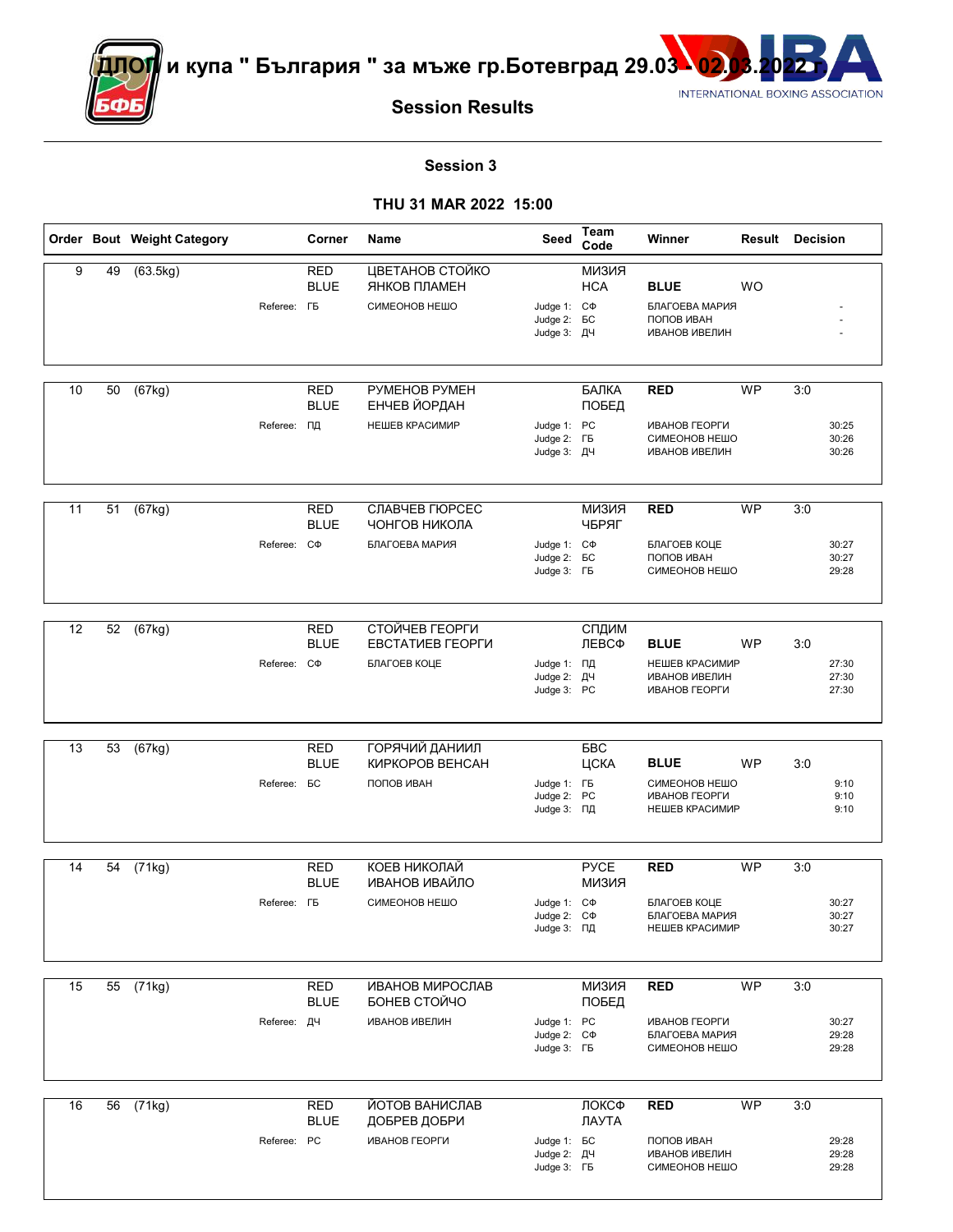# ДЛОП и купа " България " за мъже гр.Ботевград 29.03 - 02.03.2022 г.

## Session Results

### Session 3

### THU 31 MAR 2022 15:00

| Order | Bout | Weight Category | Corner | Name | Seed | Team Code | Winner | Result | Decision |
|---|---|---|---|---|---|---|---|---|---|
| 9 | 49 | (63.5kg) | RED | ЦВЕТАНОВ СТОЙКО | | МИЗИЯ | | | |
| | | | BLUE | ЯНКОВ ПЛАМЕН | | НСА | **BLUE** | WO | |
| | | Referee: | ГБ | СИМЕОНОВ НЕШО | Judge 1: | СФ | БЛАГОЕВА МАРИЯ | | - |
| | | | | | Judge 2: | БС | ПОПОВ ИВАН | | - |
| | | | | | Judge 3: | ДЧ | ИВАНОВ ИВЕЛИН | | - |
| 10 | 50 | (67kg) | RED | РУМЕНОВ РУМЕН | | БАЛКА | **RED** | WP | 3:0 |
| | | | BLUE | ЕНЧЕВ ЙОРДАН | | ПОБЕД | | | |
| | | Referee: | ПД | НЕШЕВ КРАСИМИР | Judge 1: | РС | ИВАНОВ ГЕОРГИ | | 30:25 |
| | | | | | Judge 2: | ГБ | СИМЕОНОВ НЕШО | | 30:26 |
| | | | | | Judge 3: | ДЧ | ИВАНОВ ИВЕЛИН | | 30:26 |
| 11 | 51 | (67kg) | RED | СЛАВЧЕВ ГЮРСЕС | | МИЗИЯ | **RED** | WP | 3:0 |
| | | | BLUE | ЧОНГОВ НИКОЛА | | ЧБРЯГ | | | |
| | | Referee: | СФ | БЛАГОЕВА МАРИЯ | Judge 1: | СФ | БЛАГОЕВ КОЦЕ | | 30:27 |
| | | | | | Judge 2: | БС | ПОПОВ ИВАН | | 30:27 |
| | | | | | Judge 3: | ГБ | СИМЕОНОВ НЕШО | | 29:28 |
| 12 | 52 | (67kg) | RED | СТОЙЧЕВ ГЕОРГИ | | СПДИМ | | | |
| | | | BLUE | ЕВСТАТИЕВ ГЕОРГИ | | ЛЕВСФ | **BLUE** | WP | 3:0 |
| | | Referee: | СФ | БЛАГОЕВ КОЦЕ | Judge 1: | ПД | НЕШЕВ КРАСИМИР | | 27:30 |
| | | | | | Judge 2: | ДЧ | ИВАНОВ ИВЕЛИН | | 27:30 |
| | | | | | Judge 3: | РС | ИВАНОВ ГЕОРГИ | | 27:30 |
| 13 | 53 | (67kg) | RED | ГОРЯЧИЙ ДАНИИЛ | | БВС | | | |
| | | | BLUE | КИРКОРОВ ВЕНСАН | | ЦСКА | **BLUE** | WP | 3:0 |
| | | Referee: | БС | ПОПОВ ИВАН | Judge 1: | ГБ | СИМЕОНОВ НЕШО | | 9:10 |
| | | | | | Judge 2: | РС | ИВАНОВ ГЕОРГИ | | 9:10 |
| | | | | | Judge 3: | ПД | НЕШЕВ КРАСИМИР | | 9:10 |
| 14 | 54 | (71kg) | RED | КОЕВ НИКОЛАЙ | | РУСЕ | **RED** | WP | 3:0 |
| | | | BLUE | ИВАНОВ ИВАЙЛО | | МИЗИЯ | | | |
| | | Referee: | ГБ | СИМЕОНОВ НЕШО | Judge 1: | СФ | БЛАГОЕВ КОЦЕ | | 30:27 |
| | | | | | Judge 2: | СФ | БЛАГОЕВА МАРИЯ | | 30:27 |
| | | | | | Judge 3: | ПД | НЕШЕВ КРАСИМИР | | 30:27 |
| 15 | 55 | (71kg) | RED | ИВАНОВ МИРОСЛАВ | | МИЗИЯ | **RED** | WP | 3:0 |
| | | | BLUE | БОНЕВ СТОЙЧО | | ПОБЕД | | | |
| | | Referee: | ДЧ | ИВАНОВ ИВЕЛИН | Judge 1: | РС | ИВАНОВ ГЕОРГИ | | 30:27 |
| | | | | | Judge 2: | СФ | БЛАГОЕВА МАРИЯ | | 29:28 |
| | | | | | Judge 3: | ГБ | СИМЕОНОВ НЕШО | | 29:28 |
| 16 | 56 | (71kg) | RED | ЙОТОВ ВАНИСЛАВ | | ЛОКСФ | **RED** | WP | 3:0 |
| | | | BLUE | ДОБРЕВ ДОБРИ | | ЛАУТА | | | |
| | | Referee: | РС | ИВАНОВ ГЕОРГИ | Judge 1: | БС | ПОПОВ ИВАН | | 29:28 |
| | | | | | Judge 2: | ДЧ | ИВАНОВ ИВЕЛИН | | 29:28 |
| | | | | | Judge 3: | ГБ | СИМЕОНОВ НЕШО | | 29:28 |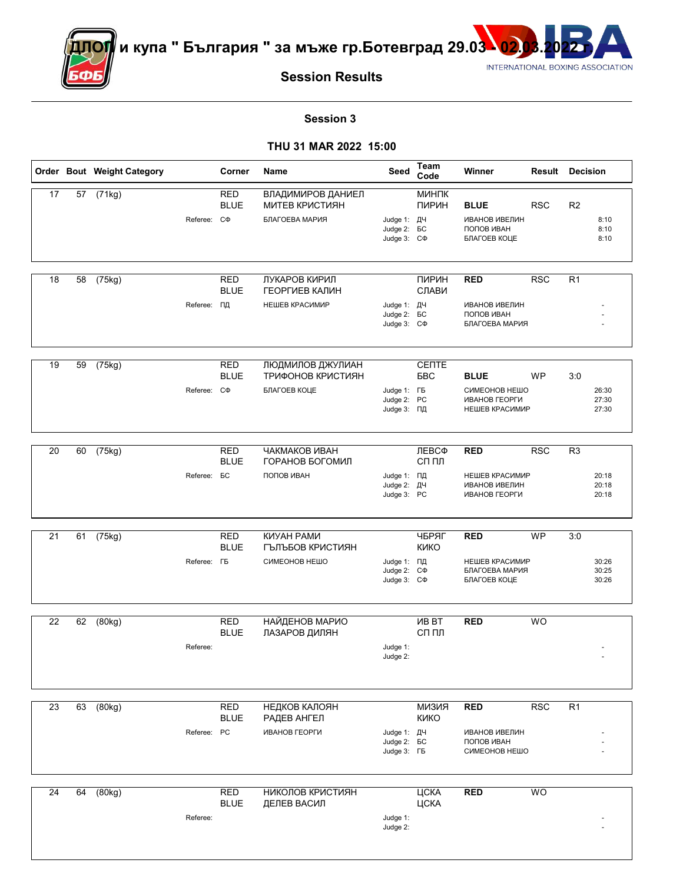# ДЛОП и купа " България " за мъже гр.Ботевград 29.03 - 02.03.2022 г.

## Session Results

### Session 3

### THU 31 MAR 2022 15:00

| Order | Bout | Weight Category | Corner | Name | Seed | Team Code | Winner | Result | Decision |
|---|---|---|---|---|---|---|---|---|---|
| 17 | 57 | (71kg) | RED | ВЛАДИМИРОВ ДАНИЕЛ | | МИНПК | | | |
| | | | BLUE | МИТЕВ КРИСТИЯН | | ПИРИН | **BLUE** | RSC | R2 |
| | | Referee: | СФ | БЛАГОЕВА МАРИЯ | Judge 1: | ДЧ | ИВАНОВ ИВЕЛИН | | 8:10 |
| | | | | | Judge 2: | БС | ПОПОВ ИВАН | | 8:10 |
| | | | | | Judge 3: | СФ | БЛАГОЕВ КОЦЕ | | 8:10 |
| 18 | 58 | (75kg) | RED | ЛУКАРОВ КИРИЛ | | ПИРИН | **RED** | RSC | R1 |
| | | | BLUE | ГЕОРГИЕВ КАЛИН | | СЛАВИ | | | |
| | | Referee: | ПД | НЕШЕВ КРАСИМИР | Judge 1: | ДЧ | ИВАНОВ ИВЕЛИН | | - |
| | | | | | Judge 2: | БС | ПОПОВ ИВАН | | - |
| | | | | | Judge 3: | СФ | БЛАГОЕВА МАРИЯ | | - |
| 19 | 59 | (75kg) | RED | ЛЮДМИЛОВ ДЖУЛИАН | | СЕПТЕ | | | |
| | | | BLUE | ТРИФОНОВ КРИСТИЯН | | БВС | **BLUE** | WP | 3:0 |
| | | Referee: | СФ | БЛАГОЕВ КОЦЕ | Judge 1: | ГБ | СИМЕОНОВ НЕШО | | 26:30 |
| | | | | | Judge 2: | РС | ИВАНОВ ГЕОРГИ | | 27:30 |
| | | | | | Judge 3: | ПД | НЕШЕВ КРАСИМИР | | 27:30 |
| 20 | 60 | (75kg) | RED | ЧАКМАКОВ ИВАН | | ЛЕВСФ | **RED** | RSC | R3 |
| | | | BLUE | ГОРАНОВ БОГОМИЛ | | СП ПЛ | | | |
| | | Referee: | БС | ПОПОВ ИВАН | Judge 1: | ПД | НЕШЕВ КРАСИМИР | | 20:18 |
| | | | | | Judge 2: | ДЧ | ИВАНОВ ИВЕЛИН | | 20:18 |
| | | | | | Judge 3: | РС | ИВАНОВ ГЕОРГИ | | 20:18 |
| 21 | 61 | (75kg) | RED | КИУАН РАМИ | | ЧБРЯГ | **RED** | WP | 3:0 |
| | | | BLUE | ГЪЛЪБОВ КРИСТИЯН | | КИКО | | | |
| | | Referee: | ГБ | СИМЕОНОВ НЕШО | Judge 1: | ПД | НЕШЕВ КРАСИМИР | | 30:26 |
| | | | | | Judge 2: | СФ | БЛАГОЕВА МАРИЯ | | 30:25 |
| | | | | | Judge 3: | СФ | БЛАГОЕВ КОЦЕ | | 30:26 |
| 22 | 62 | (80kg) | RED | НАЙДЕНОВ МАРИО | | ИВ ВТ | **RED** | WO | |
| | | | BLUE | ЛАЗАРОВ ДИЛЯН | | СП ПЛ | | | |
| | | Referee: | | | Judge 1: | | | | - |
| | | | | | Judge 2: | | | | - |
| 23 | 63 | (80kg) | RED | НЕДКОВ КАЛОЯН | | МИЗИЯ | **RED** | RSC | R1 |
| | | | BLUE | РАДЕВ АНГЕЛ | | КИКО | | | |
| | | Referee: | РС | ИВАНОВ ГЕОРГИ | Judge 1: | ДЧ | ИВАНОВ ИВЕЛИН | | - |
| | | | | | Judge 2: | БС | ПОПОВ ИВАН | | - |
| | | | | | Judge 3: | ГБ | СИМЕОНОВ НЕШО | | - |
| 24 | 64 | (80kg) | RED | НИКОЛОВ КРИСТИЯН | | ЦСКА | **RED** | WO | |
| | | | BLUE | ДЕЛЕВ ВАСИЛ | | ЦСКА | | | |
| | | Referee: | | | Judge 1: | | | | - |
| | | | | | Judge 2: | | | | - |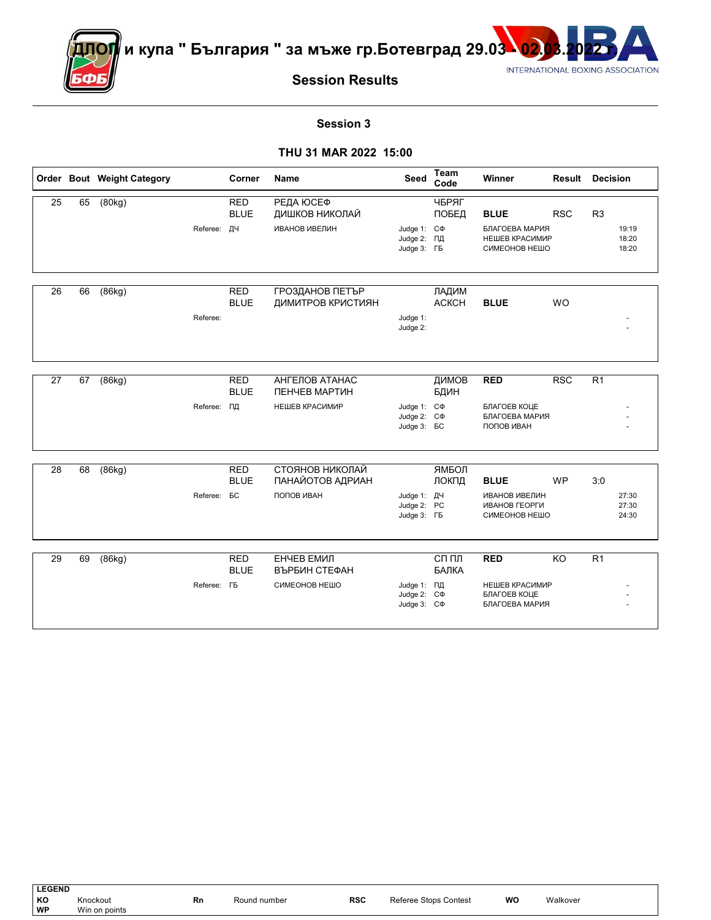# ДЛОП и купа " България " за мъже гр.Ботевград 29.03 - 02.03.2022 г.

## Session Results

### Session 3

### THU 31 MAR 2022 15:00

| Order | Bout | Weight Category | Corner | Name | Seed | Team Code | Winner | Result | Decision |
|---|---|---|---|---|---|---|---|---|---|
| 25 | 65 | (80kg) | RED | РЕДА ЮСЕФ | | ЧБРЯГ | | | |
| | | | BLUE | ДИШКОВ НИКОЛАЙ | | ПОБЕД | **BLUE** | RSC | R3 |
| | | Referee: | ДЧ | ИВАНОВ ИВЕЛИН | Judge 1: | СФ | БЛАГОЕВА МАРИЯ | | 19:19 |
| | | | | | Judge 2: | ПД | НЕШЕВ КРАСИМИР | | 18:20 |
| | | | | | Judge 3: | ГБ | СИМЕОНОВ НЕШО | | 18:20 |
| 26 | 66 | (86kg) | RED | ГРОЗДАНОВ ПЕТЪР | | ЛАДИМ | | | |
| | | | BLUE | ДИМИТРОВ КРИСТИЯН | | АСКСН | **BLUE** | WO | |
| | | Referee: | | | Judge 1: | | | | - |
| | | | | | Judge 2: | | | | - |
| 27 | 67 | (86kg) | RED | АНГЕЛОВ АТАНАС | | ДИМОВ | **RED** | RSC | R1 |
| | | | BLUE | ПЕНЧЕВ МАРТИН | | БДИН | | | |
| | | Referee: | ПД | НЕШЕВ КРАСИМИР | Judge 1: | СФ | БЛАГОЕВ КОЦЕ | | - |
| | | | | | Judge 2: | СФ | БЛАГОЕВА МАРИЯ | | - |
| | | | | | Judge 3: | БС | ПОПОВ ИВАН | | - |
| 28 | 68 | (86kg) | RED | СТОЯНОВ НИКОЛАЙ | | ЯМБОЛ | | | |
| | | | BLUE | ПАНАЙОТОВ АДРИАН | | ЛОКПД | **BLUE** | WP | 3:0 |
| | | Referee: | БС | ПОПОВ ИВАН | Judge 1: | ДЧ | ИВАНОВ ИВЕЛИН | | 27:30 |
| | | | | | Judge 2: | РС | ИВАНОВ ГЕОРГИ | | 27:30 |
| | | | | | Judge 3: | ГБ | СИМЕОНОВ НЕШО | | 24:30 |
| 29 | 69 | (86kg) | RED | ЕНЧЕВ ЕМИЛ | | СП ПЛ | **RED** | KO | R1 |
| | | | BLUE | ВЪРБИН СТЕФАН | | БАЛКА | | | |
| | | Referee: | ГБ | СИМЕОНОВ НЕШО | Judge 1: | ПД | НЕШЕВ КРАСИМИР | | - |
| | | | | | Judge 2: | СФ | БЛАГОЕВ КОЦЕ | | - |
| | | | | | Judge 3: | СФ | БЛАГОЕВА МАРИЯ | | - |

**LEGEND**

| | | | | | | | |
|---|---|---|---|---|---|---|---|
| **KO** | Knockout | **Rn** | Round number | **RSC** | Referee Stops Contest | **WO** | Walkover |
| **WP** | Win on points | | | | | | |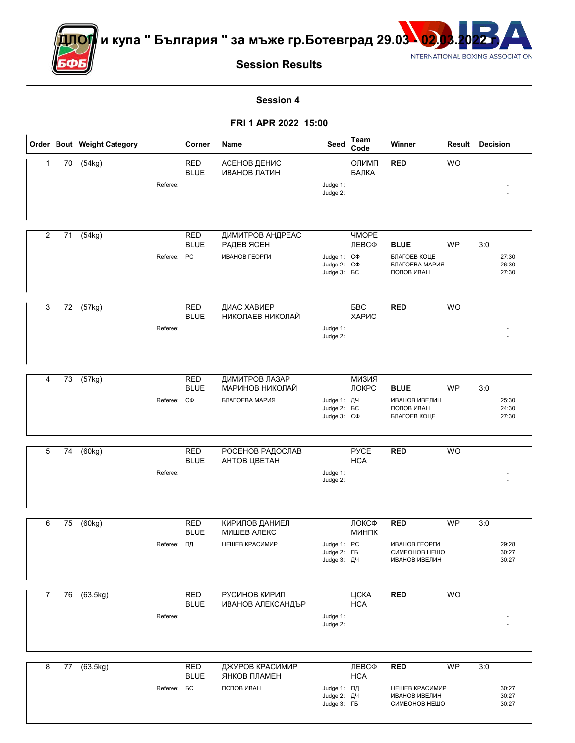# ДЛОП и купа " България " за мъже гр.Ботевград 29.03 - 02.03.2022 г.

## Session Results

### Session 4

**FRI 1 APR 2022 15:00**

| Order | Bout | Weight Category | Corner | Name | Seed | Team Code | Winner | Result | Decision |
|---|---|---|---|---|---|---|---|---|---|
| 1 | 70 | (54kg) | RED | АСЕНОВ ДЕНИС | | ОЛИМП | **RED** | WO | |
| | | | BLUE | ИВАНОВ ЛАТИН | | БАЛКА | | | |
| | | Referee: | | | Judge 1: | | | | - |
| | | | | | Judge 2: | | | | - |
| 2 | 71 | (54kg) | RED | ДИМИТРОВ АНДРЕАС | | ЧМОРЕ | | | |
| | | | BLUE | РАДЕВ ЯСЕН | | ЛЕВСФ | **BLUE** | WP | 3:0 |
| | | Referee: | РС | ИВАНОВ ГЕОРГИ | Judge 1: | СФ | БЛАГОЕВ КОЦЕ | | 27:30 |
| | | | | | Judge 2: | СФ | БЛАГОЕВА МАРИЯ | | 26:30 |
| | | | | | Judge 3: | БС | ПОПОВ ИВАН | | 27:30 |
| 3 | 72 | (57kg) | RED | ДИАС ХАВИЕР | | БВС | **RED** | WO | |
| | | | BLUE | НИКОЛАЕВ НИКОЛАЙ | | ХАРИС | | | |
| | | Referee: | | | Judge 1: | | | | - |
| | | | | | Judge 2: | | | | - |
| 4 | 73 | (57kg) | RED | ДИМИТРОВ ЛАЗАР | | МИЗИЯ | | | |
| | | | BLUE | МАРИНОВ НИКОЛАЙ | | ЛОКРС | **BLUE** | WP | 3:0 |
| | | Referee: | СФ | БЛАГОЕВА МАРИЯ | Judge 1: | ДЧ | ИВАНОВ ИВЕЛИН | | 25:30 |
| | | | | | Judge 2: | БС | ПОПОВ ИВАН | | 24:30 |
| | | | | | Judge 3: | СФ | БЛАГОЕВ КОЦЕ | | 27:30 |
| 5 | 74 | (60kg) | RED | РОСЕНОВ РАДОСЛАВ | | РУСЕ | **RED** | WO | |
| | | | BLUE | АНТОВ ЦВЕТАН | | НСА | | | |
| | | Referee: | | | Judge 1: | | | | - |
| | | | | | Judge 2: | | | | - |
| 6 | 75 | (60kg) | RED | КИРИЛОВ ДАНИЕЛ | | ЛОКСФ | **RED** | WP | 3:0 |
| | | | BLUE | МИШЕВ АЛЕКС | | МИНПК | | | |
| | | Referee: | ПД | НЕШЕВ КРАСИМИР | Judge 1: | РС | ИВАНОВ ГЕОРГИ | | 29:28 |
| | | | | | Judge 2: | ГБ | СИМЕОНОВ НЕШО | | 30:27 |
| | | | | | Judge 3: | ДЧ | ИВАНОВ ИВЕЛИН | | 30:27 |
| 7 | 76 | (63.5kg) | RED | РУСИНОВ КИРИЛ | | ЦСКА | **RED** | WO | |
| | | | BLUE | ИВАНОВ АЛЕКСАНДЪР | | НСА | | | |
| | | Referee: | | | Judge 1: | | | | - |
| | | | | | Judge 2: | | | | - |
| 8 | 77 | (63.5kg) | RED | ДЖУРОВ КРАСИМИР | | ЛЕВСФ | **RED** | WP | 3:0 |
| | | | BLUE | ЯНКОВ ПЛАМЕН | | НСА | | | |
| | | Referee: | БС | ПОПОВ ИВАН | Judge 1: | ПД | НЕШЕВ КРАСИМИР | | 30:27 |
| | | | | | Judge 2: | ДЧ | ИВАНОВ ИВЕЛИН | | 30:27 |
| | | | | | Judge 3: | ГБ | СИМЕОНОВ НЕШО | | 30:27 |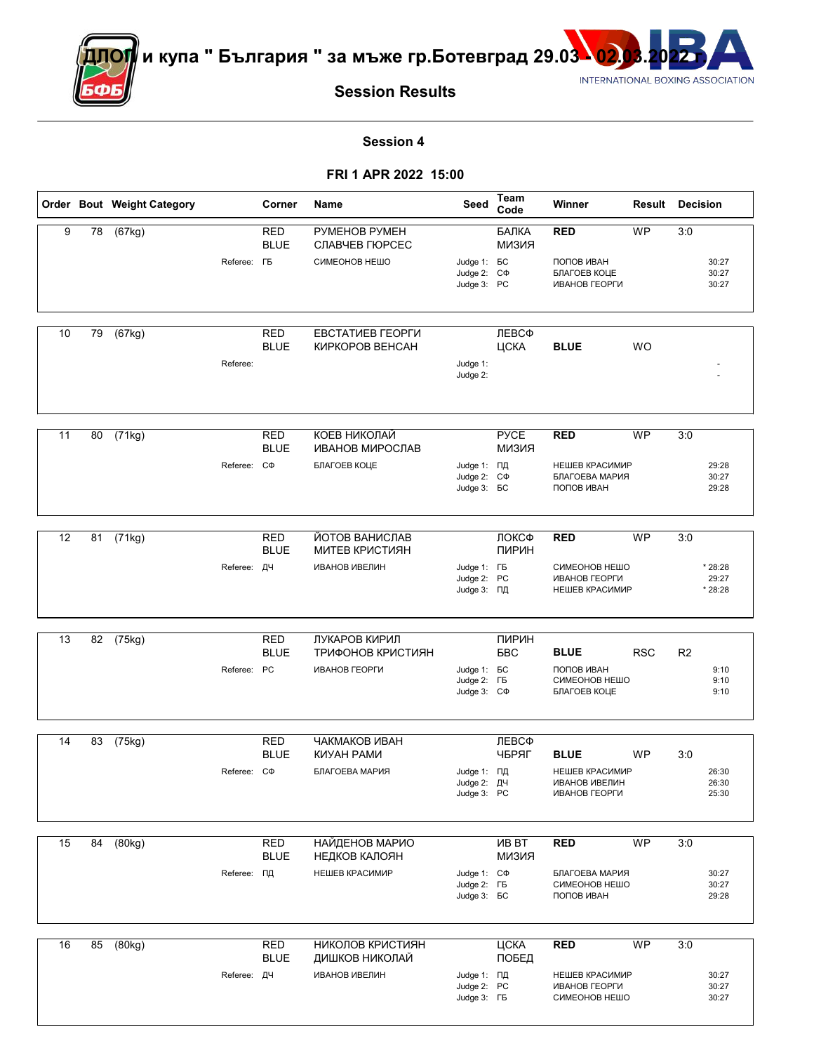# ДЛОП и купа " България " за мъже гр.Ботевград 29.03 - 02.03.2022 г.

## Session Results

### Session 4

### FRI 1 APR 2022 15:00

| Order | Bout | Weight Category | Corner | Name | Seed | Team Code | Winner | Result | Decision |
|---|---|---|---|---|---|---|---|---|---|
| 9 | 78 | (67kg) | RED | РУМЕНОВ РУМЕН | | БАЛКА | RED | WP | 3:0 |
| | | | BLUE | СЛАВЧЕВ ГЮРСЕС | | МИЗИЯ | | | |
| | | Referee: | ГБ | СИМЕОНОВ НЕШО | Judge 1: | БС | ПОПОВ ИВАН | | 30:27 |
| | | | | | Judge 2: | СФ | БЛАГОЕВ КОЦЕ | | 30:27 |
| | | | | | Judge 3: | РС | ИВАНОВ ГЕОРГИ | | 30:27 |
| 10 | 79 | (67kg) | RED | ЕВСТАТИЕВ ГЕОРГИ | | ЛЕВСФ | | | |
| | | | BLUE | КИРКОРОВ ВЕНСАН | | ЦСКА | BLUE | WO | |
| | | Referee: | | | Judge 1: | | | | - |
| | | | | | Judge 2: | | | | - |
| 11 | 80 | (71kg) | RED | КОЕВ НИКОЛАЙ | | РУСЕ | RED | WP | 3:0 |
| | | | BLUE | ИВАНОВ МИРОСЛАВ | | МИЗИЯ | | | |
| | | Referee: | СФ | БЛАГОЕВ КОЦЕ | Judge 1: | ПД | НЕШЕВ КРАСИМИР | | 29:28 |
| | | | | | Judge 2: | СФ | БЛАГОЕВА МАРИЯ | | 30:27 |
| | | | | | Judge 3: | БС | ПОПОВ ИВАН | | 29:28 |
| 12 | 81 | (71kg) | RED | ЙОТОВ ВАНИСЛАВ | | ЛОКСФ | RED | WP | 3:0 |
| | | | BLUE | МИТЕВ КРИСТИЯН | | ПИРИН | | | |
| | | Referee: | ДЧ | ИВАНОВ ИВЕЛИН | Judge 1: | ГБ | СИМЕОНОВ НЕШО | | * 28:28 |
| | | | | | Judge 2: | РС | ИВАНОВ ГЕОРГИ | | 29:27 |
| | | | | | Judge 3: | ПД | НЕШЕВ КРАСИМИР | | * 28:28 |
| 13 | 82 | (75kg) | RED | ЛУКАРОВ КИРИЛ | | ПИРИН | | | |
| | | | BLUE | ТРИФОНОВ КРИСТИЯН | | БВС | BLUE | RSC | R2 |
| | | Referee: | РС | ИВАНОВ ГЕОРГИ | Judge 1: | БС | ПОПОВ ИВАН | | 9:10 |
| | | | | | Judge 2: | ГБ | СИМЕОНОВ НЕШО | | 9:10 |
| | | | | | Judge 3: | СФ | БЛАГОЕВ КОЦЕ | | 9:10 |
| 14 | 83 | (75kg) | RED | ЧАКМАКОВ ИВАН | | ЛЕВСФ | | | |
| | | | BLUE | КИУАН РАМИ | | ЧБРЯГ | BLUE | WP | 3:0 |
| | | Referee: | СФ | БЛАГОЕВА МАРИЯ | Judge 1: | ПД | НЕШЕВ КРАСИМИР | | 26:30 |
| | | | | | Judge 2: | ДЧ | ИВАНОВ ИВЕЛИН | | 26:30 |
| | | | | | Judge 3: | РС | ИВАНОВ ГЕОРГИ | | 25:30 |
| 15 | 84 | (80kg) | RED | НАЙДЕНОВ МАРИО | | ИВ ВТ | RED | WP | 3:0 |
| | | | BLUE | НЕДКОВ КАЛОЯН | | МИЗИЯ | | | |
| | | Referee: | ПД | НЕШЕВ КРАСИМИР | Judge 1: | СФ | БЛАГОЕВА МАРИЯ | | 30:27 |
| | | | | | Judge 2: | ГБ | СИМЕОНОВ НЕШО | | 30:27 |
| | | | | | Judge 3: | БС | ПОПОВ ИВАН | | 29:28 |
| 16 | 85 | (80kg) | RED | НИКОЛОВ КРИСТИЯН | | ЦСКА | RED | WP | 3:0 |
| | | | BLUE | ДИШКОВ НИКОЛАЙ | | ПОБЕД | | | |
| | | Referee: | ДЧ | ИВАНОВ ИВЕЛИН | Judge 1: | ПД | НЕШЕВ КРАСИМИР | | 30:27 |
| | | | | | Judge 2: | РС | ИВАНОВ ГЕОРГИ | | 30:27 |
| | | | | | Judge 3: | ГБ | СИМЕОНОВ НЕШО | | 30:27 |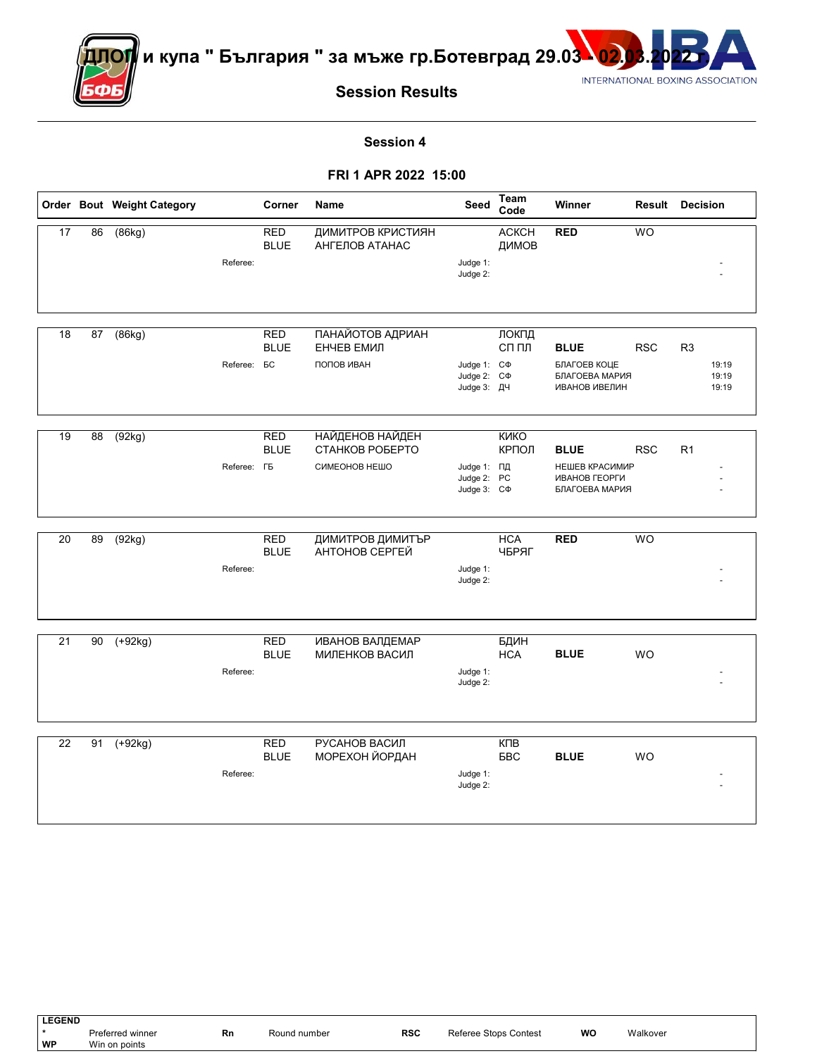# ДЛОП и купа " България " за мъже гр.Ботевград 29.03 - 02.03.2022 г.

INTERNATIONAL BOXING ASSOCIATION

## Session Results

### Session 4

### FRI 1 APR 2022 15:00

| Order | Bout | Weight Category | Corner | Name | Seed | Team Code | Winner | Result | Decision |
|---|---|---|---|---|---|---|---|---|---|
| 17 | 86 | (86kg) | RED | ДИМИТРОВ КРИСТИЯН | | АСКСН | RED | WO | |
| | | | BLUE | АНГЕЛОВ АТАНАС | | ДИМОВ | | | |
| | | Referee: | | | Judge 1: | | | | - |
| | | | | | Judge 2: | | | | - |
| 18 | 87 | (86kg) | RED | ПАНАЙОТОВ АДРИАН | | ЛОКПД | | | |
| | | | BLUE | ЕНЧЕВ ЕМИЛ | | СП ПЛ | BLUE | RSC | R3 |
| | | Referee: | БС | ПОПОВ ИВАН | Judge 1: | СФ | БЛАГОЕВ КОЦЕ | | 19:19 |
| | | | | | Judge 2: | СФ | БЛАГОЕВА МАРИЯ | | 19:19 |
| | | | | | Judge 3: | ДЧ | ИВАНОВ ИВЕЛИН | | 19:19 |
| 19 | 88 | (92kg) | RED | НАЙДЕНОВ НАЙДЕН | | КИКО | | | |
| | | | BLUE | СТАНКОВ РОБЕРТО | | КРПОЛ | BLUE | RSC | R1 |
| | | Referee: | ГБ | СИМЕОНОВ НЕШО | Judge 1: | ПД | НЕШЕВ КРАСИМИР | | - |
| | | | | | Judge 2: | РС | ИВАНОВ ГЕОРГИ | | - |
| | | | | | Judge 3: | СФ | БЛАГОЕВА МАРИЯ | | - |
| 20 | 89 | (92kg) | RED | ДИМИТРОВ ДИМИТЪР | | НСА | RED | WO | |
| | | | BLUE | АНТОНОВ СЕРГЕЙ | | ЧБРЯГ | | | |
| | | Referee: | | | Judge 1: | | | | - |
| | | | | | Judge 2: | | | | - |
| 21 | 90 | (+92kg) | RED | ИВАНОВ ВАЛДЕМАР | | БДИН | | | |
| | | | BLUE | МИЛЕНКОВ ВАСИЛ | | НСА | BLUE | WO | |
| | | Referee: | | | Judge 1: | | | | - |
| | | | | | Judge 2: | | | | - |
| 22 | 91 | (+92kg) | RED | РУСАНОВ ВАСИЛ | | КПВ | | | |
| | | | BLUE | МОРЕХОН ЙОРДАН | | БВС | BLUE | WO | |
| | | Referee: | | | Judge 1: | | | | - |
| | | | | | Judge 2: | | | | - |

**LEGEND**

| | | | | | | | |
|---|---|---|---|---|---|---|---|
| * | Preferred winner | Rn | Round number | RSC | Referee Stops Contest | WO | Walkover |
| WP | Win on points | | | | | | |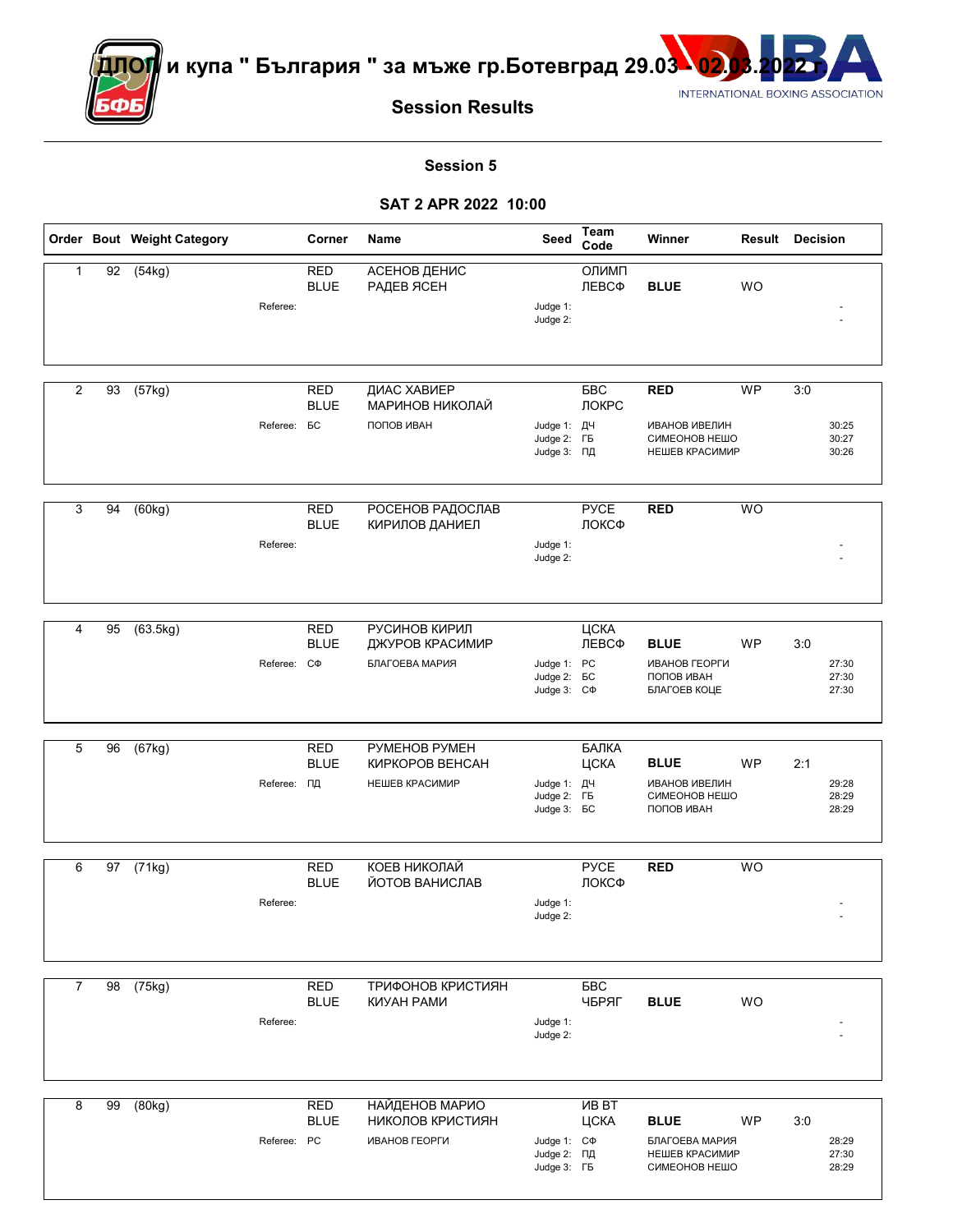# ДЛОП и купа " България " за мъже гр.Ботевград 29.03 - 02.03.2022 г.

## Session Results

### Session 5

### SAT 2 APR 2022 10:00

| Order | Bout | Weight Category | Corner | Name | Seed | Team Code | Winner | Result | Decision |
|---|---|---|---|---|---|---|---|---|---|
| 1 | 92 | (54kg) | RED | АСЕНОВ ДЕНИС | | ОЛИМП | | | |
| | | | BLUE | РАДЕВ ЯСЕН | | ЛЕВСФ | **BLUE** | WO | |
| | | Referee: | | | Judge 1: | | | | - |
| | | | | | Judge 2: | | | | - |
| 2 | 93 | (57kg) | RED | ДИАС ХАВИЕР | | БВС | **RED** | WP | 3:0 |
| | | | BLUE | МАРИНОВ НИКОЛАЙ | | ЛОКРС | | | |
| | | Referee: | БС | ПОПОВ ИВАН | Judge 1: | ДЧ | ИВАНОВ ИВЕЛИН | | 30:25 |
| | | | | | Judge 2: | ГБ | СИМЕОНОВ НЕШО | | 30:27 |
| | | | | | Judge 3: | ПД | НЕШЕВ КРАСИМИР | | 30:26 |
| 3 | 94 | (60kg) | RED | РОСЕНОВ РАДОСЛАВ | | РУСЕ | **RED** | WO | |
| | | | BLUE | КИРИЛОВ ДАНИЕЛ | | ЛОКСФ | | | |
| | | Referee: | | | Judge 1: | | | | - |
| | | | | | Judge 2: | | | | - |
| 4 | 95 | (63.5kg) | RED | РУСИНОВ КИРИЛ | | ЦСКА | | | |
| | | | BLUE | ДЖУРОВ КРАСИМИР | | ЛЕВСФ | **BLUE** | WP | 3:0 |
| | | Referee: | СФ | БЛАГОЕВА МАРИЯ | Judge 1: | РС | ИВАНОВ ГЕОРГИ | | 27:30 |
| | | | | | Judge 2: | БС | ПОПОВ ИВАН | | 27:30 |
| | | | | | Judge 3: | СФ | БЛАГОЕВ КОЦЕ | | 27:30 |
| 5 | 96 | (67kg) | RED | РУМЕНОВ РУМЕН | | БАЛКА | | | |
| | | | BLUE | КИРКОРОВ ВЕНСАН | | ЦСКА | **BLUE** | WP | 2:1 |
| | | Referee: | ПД | НЕШЕВ КРАСИМИР | Judge 1: | ДЧ | ИВАНОВ ИВЕЛИН | | 29:28 |
| | | | | | Judge 2: | ГБ | СИМЕОНОВ НЕШО | | 28:29 |
| | | | | | Judge 3: | БС | ПОПОВ ИВАН | | 28:29 |
| 6 | 97 | (71kg) | RED | КОЕВ НИКОЛАЙ | | РУСЕ | **RED** | WO | |
| | | | BLUE | ЙОТОВ ВАНИСЛАВ | | ЛОКСФ | | | |
| | | Referee: | | | Judge 1: | | | | - |
| | | | | | Judge 2: | | | | - |
| 7 | 98 | (75kg) | RED | ТРИФОНОВ КРИСТИЯН | | БВС | | | |
| | | | BLUE | КИУАН РАМИ | | ЧБРЯГ | **BLUE** | WO | |
| | | Referee: | | | Judge 1: | | | | - |
| | | | | | Judge 2: | | | | - |
| 8 | 99 | (80kg) | RED | НАЙДЕНОВ МАРИО | | ИВ ВТ | | | |
| | | | BLUE | НИКОЛОВ КРИСТИЯН | | ЦСКА | **BLUE** | WP | 3:0 |
| | | Referee: | РС | ИВАНОВ ГЕОРГИ | Judge 1: | СФ | БЛАГОЕВА МАРИЯ | | 28:29 |
| | | | | | Judge 2: | ПД | НЕШЕВ КРАСИМИР | | 27:30 |
| | | | | | Judge 3: | ГБ | СИМЕОНОВ НЕШО | | 28:29 |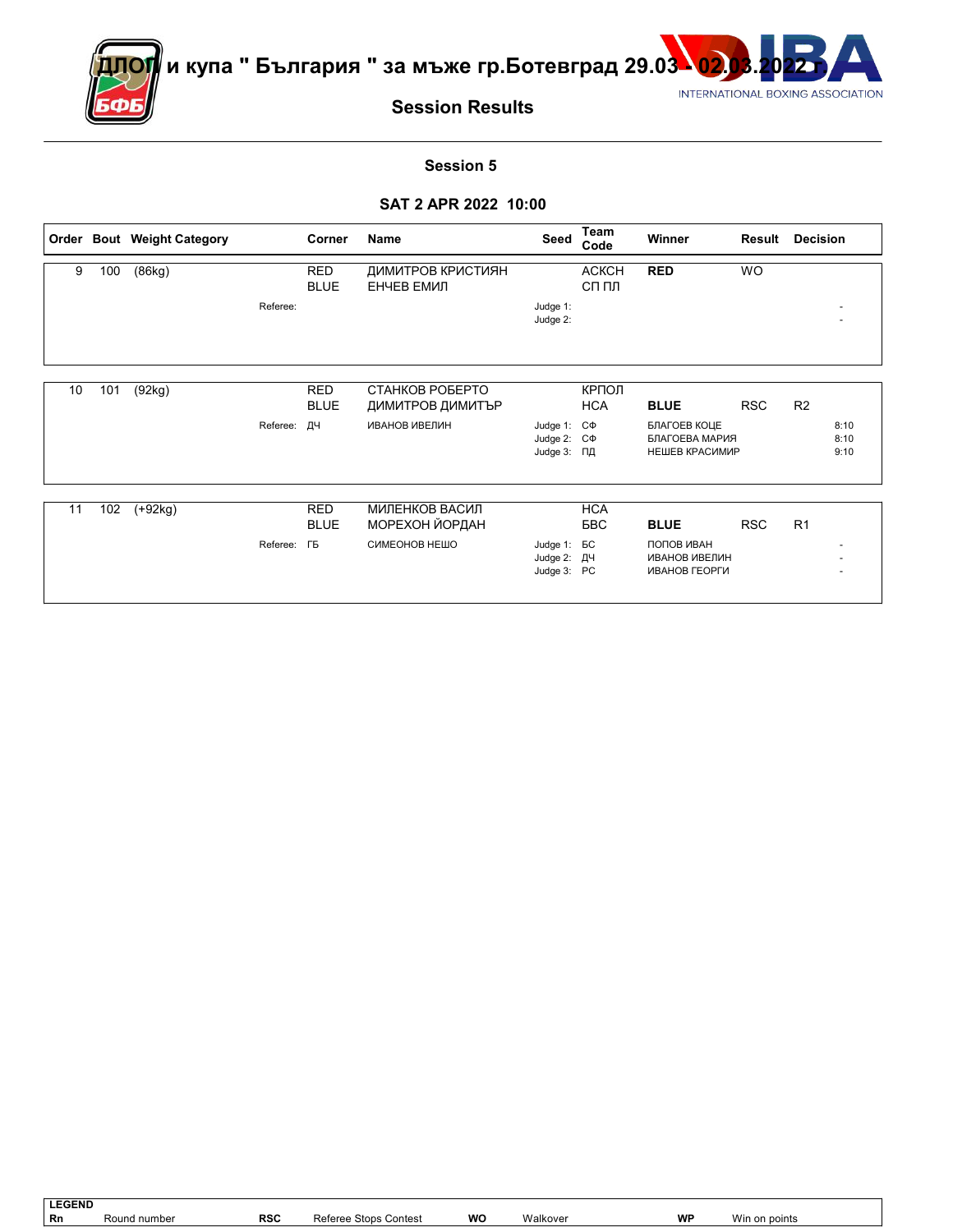# ДЛОП и купа " България " за мъже гр.Ботевград 29.03 - 02.03.2022 г.

## Session Results

### Session 5

### SAT 2 APR 2022 10:00

| Order | Bout | Weight Category | Corner | Name | Seed | Team Code | Winner | Result | Decision |
|---|---|---|---|---|---|---|---|---|---|
| 9 | 100 | (86kg) | RED | ДИМИТРОВ КРИСТИЯН | | АСКСН | **RED** | WO | |
| | | | BLUE | ЕНЧЕВ ЕМИЛ | | СП ПЛ | | | |
| | | Referee: | | | Judge 1: | | | | - |
| | | | | | Judge 2: | | | | - |

| Order | Bout | Weight Category | Corner | Name | Seed | Team Code | Winner | Result | Decision |
|---|---|---|---|---|---|---|---|---|---|
| 10 | 101 | (92kg) | RED | СТАНКОВ РОБЕРТО | | КРПОЛ | | | |
| | | | BLUE | ДИМИТРОВ ДИМИТЪР | | НСА | **BLUE** | RSC | R2 |
| | | Referee: | ДЧ | ИВАНОВ ИВЕЛИН | Judge 1: | СФ | БЛАГОЕВ КОЦЕ | | 8:10 |
| | | | | | Judge 2: | СФ | БЛАГОЕВА МАРИЯ | | 8:10 |
| | | | | | Judge 3: | ПД | НЕШЕВ КРАСИМИР | | 9:10 |

| Order | Bout | Weight Category | Corner | Name | Seed | Team Code | Winner | Result | Decision |
|---|---|---|---|---|---|---|---|---|---|
| 11 | 102 | (+92kg) | RED | МИЛЕНКОВ ВАСИЛ | | НСА | | | |
| | | | BLUE | МОРЕХОН ЙОРДАН | | БВС | **BLUE** | RSC | R1 |
| | | Referee: | ГБ | СИМЕОНОВ НЕШО | Judge 1: | БС | ПОПОВ ИВАН | | - |
| | | | | | Judge 2: | ДЧ | ИВАНОВ ИВЕЛИН | | - |
| | | | | | Judge 3: | РС | ИВАНОВ ГЕОРГИ | | - |

**LEGEND**

| | | | | | | | |
|---|---|---|---|---|---|---|---|
| **Rn** | Round number | **RSC** | Referee Stops Contest | **WO** | Walkover | **WP** | Win on points |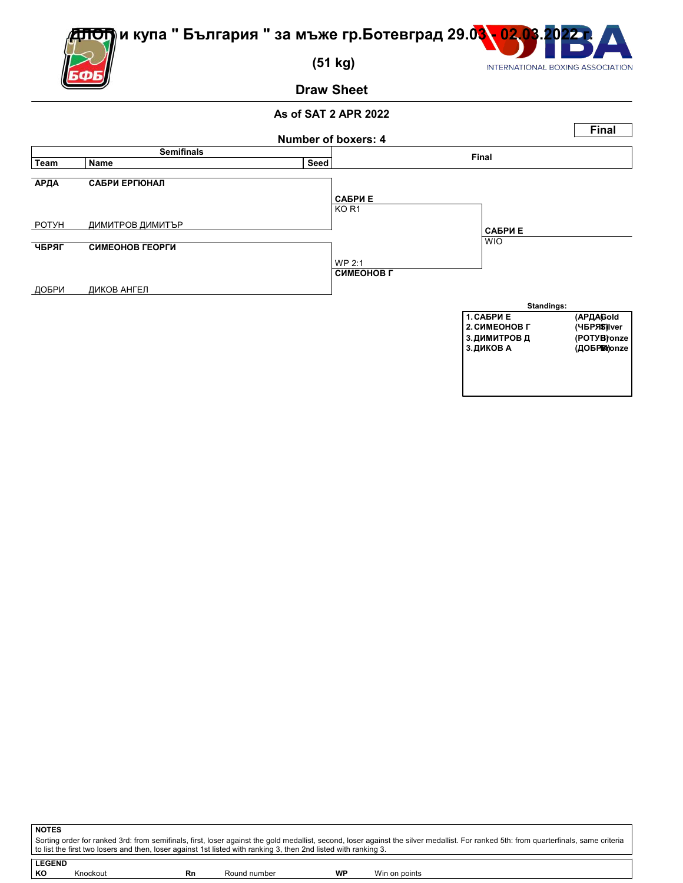# ДЛОП и купа " България " за мъже гр.Ботевград 29.03 - 02.03.2022 г.

## (51 kg)

## Draw Sheet

As of SAT 2 APR 2022

Number of boxers: 4

**Final**

| Team | Name | Seed | Semifinals | Final |
|---|---|---|---|---|
| **АРДА** | **САБРИ ЕРГЮНАЛ** | | **САБРИ Е** KO R1 | |
| РОТУН | ДИМИТРОВ ДИМИТЪР | | | **САБРИ Е** WIO |
| **ЧБРЯГ** | **СИМЕОНОВ ГЕОРГИ** | | WP 2:1 **СИМЕОНОВ Г** | |
| ДОБРИ | ДИКОВ АНГЕЛ | | | |

**Standings:**

| | Name | Team | Medal |
|---|---|---|---|
| 1. | САБРИ Е | (АРДА) | Gold |
| 2. | СИМЕОНОВ Г | (ЧБРЯГ) | Silver |
| 3. | ДИМИТРОВ Д | (РОТУН) | Bronze |
| 3. | ДИКОВ А | (ДОБРИ) | Bronze |

**NOTES**

Sorting order for ranked 3rd: from semifinals, first, loser against the gold medallist, second, loser against the silver medallist. For ranked 5th: from quarterfinals, same criteria to list the first two losers and then, loser against 1st listed with ranking 3, then 2nd listed with ranking 3.

**LEGEND**

| | | | | | |
|---|---|---|---|---|---|
| **KO** | Knockout | **Rn** | Round number | **WP** | Win on points |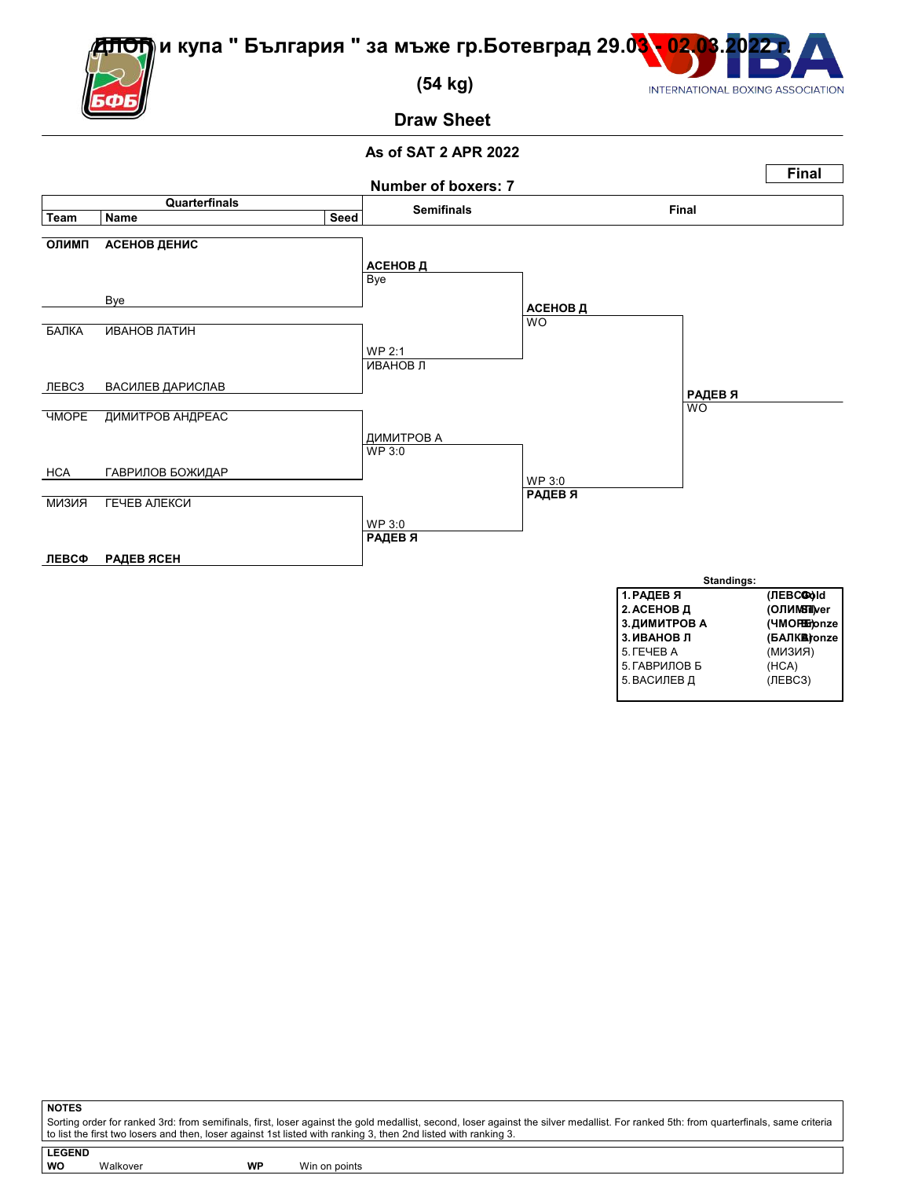# ДЛОП и купа " България " за мъже гр.Ботевград 29.03 - 02.03.2022 г.

## (54 kg)

## Draw Sheet

INTERNATIONAL BOXING ASSOCIATION

**As of SAT 2 APR 2022**

**Final**

**Number of boxers: 7**

| Team | Name | Seed | Semifinals | Final | |
|---|---|---|---|---|---|
| **ОЛИМП** | **АСЕНОВ ДЕНИС** | | **АСЕНОВ Д** Bye | **АСЕНОВ Д** WO | **РАДЕВ Я** WO |
| | Bye | | | | |
| БАЛКА | ИВАНОВ ЛАТИН | | WP 2:1 ИВАНОВ Л | | |
| ЛЕВСЗ | ВАСИЛЕВ ДАРИСЛАВ | | | | |
| ЧМОРЕ | ДИМИТРОВ АНДРЕАС | | ДИМИТРОВ А WP 3:0 | WP 3:0 **РАДЕВ Я** | |
| НСА | ГАВРИЛОВ БОЖИДАР | | | | |
| МИЗИЯ | ГЕЧЕВ АЛЕКСИ | | WP 3:0 **РАДЕВ Я** | | |
| **ЛЕВСФ** | **РАДЕВ ЯСЕН** | | | | |

**Standings:**

| | | |
|---|---|---|
| **1. РАДЕВ Я** | **(ЛЕВСФ)** | **Gold** |
| **2. АСЕНОВ Д** | **(ОЛИМП)** | **Silver** |
| **3. ДИМИТРОВ А** | **(ЧМОРЕ)** | **Bronze** |
| **3. ИВАНОВ Л** | **(БАЛКА)** | **Bronze** |
| 5. ГЕЧЕВ А | (МИЗИЯ) | |
| 5. ГАВРИЛОВ Б | (НСА) | |
| 5. ВАСИЛЕВ Д | (ЛЕВСЗ) | |

**NOTES**

Sorting order for ranked 3rd: from semifinals, first, loser against the gold medallist, second, loser against the silver medallist. For ranked 5th: from quarterfinals, same criteria to list the first two losers and then, loser against 1st listed with ranking 3, then 2nd listed with ranking 3.

**LEGEND**

**WO** Walkover **WP** Win on points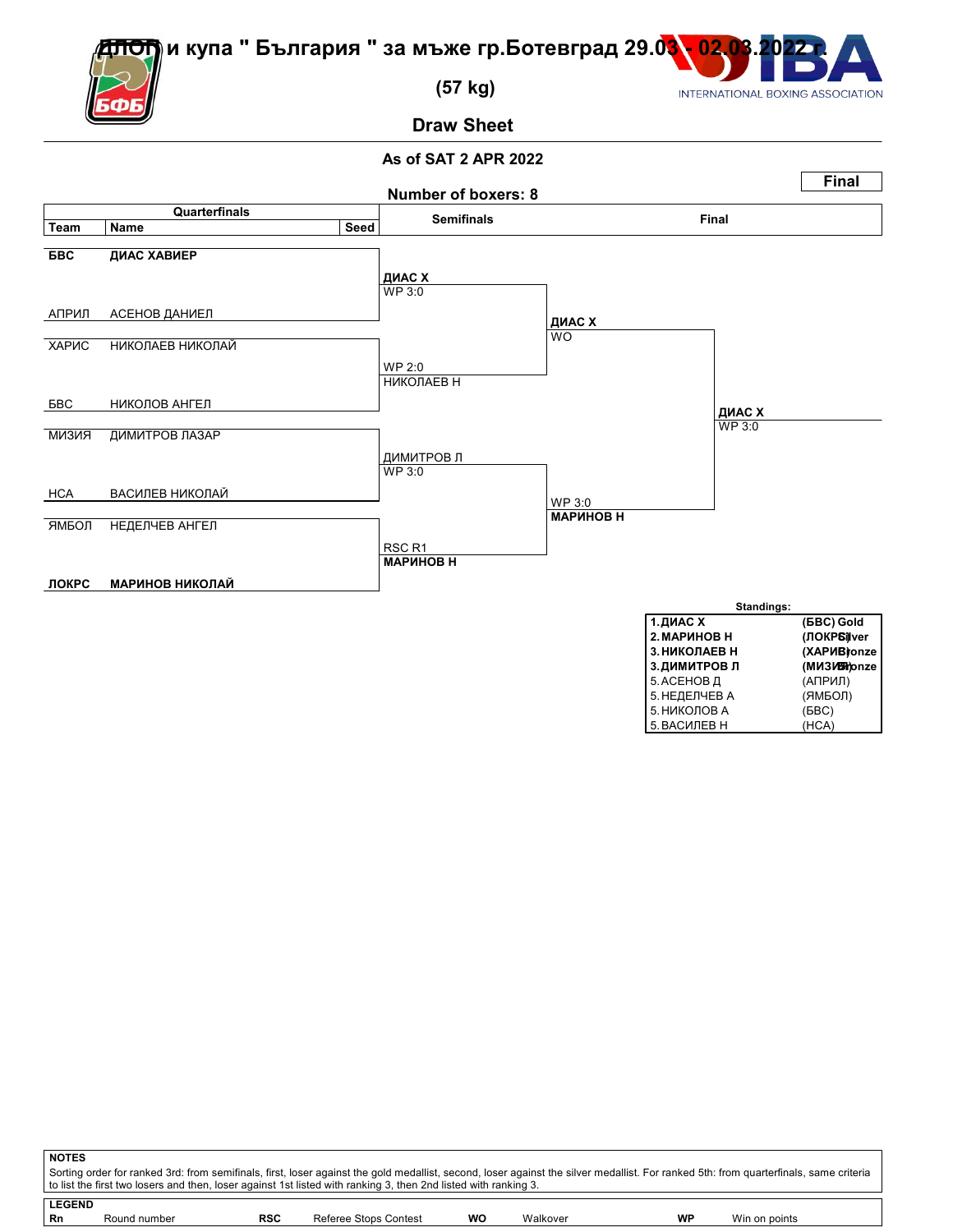# ДЛОП и купа " България " за мъже гр.Ботевград 29.03 - 02.03.2022 г.

## (57 kg)

## Draw Sheet

### As of SAT 2 APR 2022

**Final**

**Number of boxers: 8**

| Team | Name | Seed | Quarterfinals result | Semifinals | Final |
|---|---|---|---|---|---|
| **БВС** | **ДИАС ХАВИЕР** | | **ДИАС Х** WP 3:0 | **ДИАС Х** WO | **ДИАС Х** WP 3:0 |
| АПРИЛ | АСЕНОВ ДАНИЕЛ | | | | |
| ХАРИС | НИКОЛАЕВ НИКОЛАЙ | | НИКОЛАЕВ Н WP 2:0 | | |
| БВС | НИКОЛОВ АНГЕЛ | | | | |
| МИЗИЯ | ДИМИТРОВ ЛАЗАР | | ДИМИТРОВ Л WP 3:0 | **МАРИНОВ Н** WP 3:0 | |
| НСА | ВАСИЛЕВ НИКОЛАЙ | | | | |
| ЯМБОЛ | НЕДЕЛЧЕВ АНГЕЛ | | **МАРИНОВ Н** RSC R1 | | |
| **ЛОКРС** | **МАРИНОВ НИКОЛАЙ** | | | | |

**Standings:**

| Rank | Name | Team / Medal |
|---|---|---|
| **1.** | **ДИАС Х** | **(БВС) Gold** |
| **2.** | **МАРИНОВ Н** | **(ЛОКРС) Silver** |
| **3.** | **НИКОЛАЕВ Н** | **(ХАРИС) Bronze** |
| **3.** | **ДИМИТРОВ Л** | **(МИЗИЯ) Bronze** |
| 5. | АСЕНОВ Д | (АПРИЛ) |
| 5. | НЕДЕЛЧЕВ А | (ЯМБОЛ) |
| 5. | НИКОЛОВ А | (БВС) |
| 5. | ВАСИЛЕВ Н | (НСА) |

**NOTES**

Sorting order for ranked 3rd: from semifinals, first, loser against the gold medallist, second, loser against the silver medallist. For ranked 5th: from quarterfinals, same criteria to list the first two losers and then, loser against 1st listed with ranking 3, then 2nd listed with ranking 3.

**LEGEND**

| | | | | | | | |
|---|---|---|---|---|---|---|---|
| **Rn** | Round number | **RSC** | Referee Stops Contest | **WO** | Walkover | **WP** | Win on points |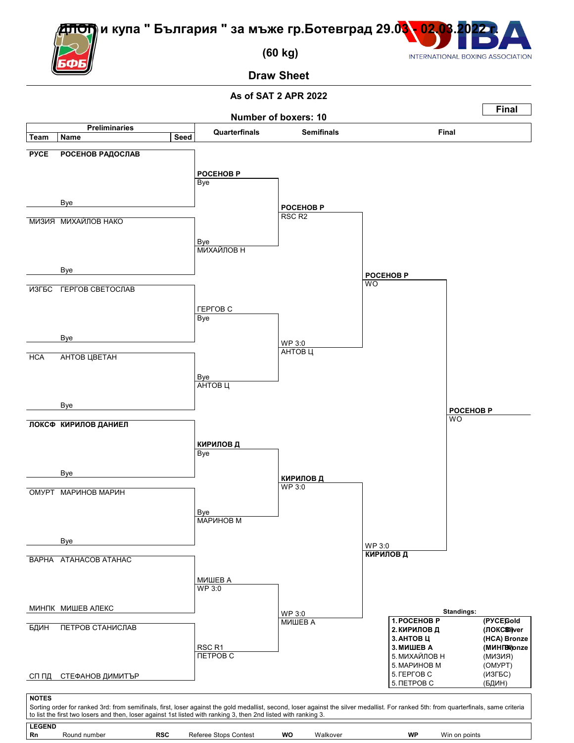# ДЛОП и купа " България " за мъже гр.Ботевград 29.03 - 02.03.2022 г.

## (60 kg)

## Draw Sheet

**As of SAT 2 APR 2022**

**Number of boxers: 10**

**Final**

### Preliminaries

| Team | Name | Seed |
|---|---|---|
| РУСЕ | РОСЕНОВ РАДОСЛАВ | |
| | Bye | |
| МИЗИЯ | МИХАЙЛОВ НАКО | |
| | Bye | |
| ИЗГБС | ГЕРГОВ СВЕТОСЛАВ | |
| | Bye | |
| НСА | АНТОВ ЦВЕТАН | |
| | Bye | |
| ЛОКСФ | КИРИЛОВ ДАНИЕЛ | |
| | Bye | |
| ОМУРТ | МАРИНОВ МАРИН | |
| | Bye | |
| ВАРНА | АТАНАСОВ АТАНАС | |
| МИНПК | МИШЕВ АЛЕКС | |
| БДИН | ПЕТРОВ СТАНИСЛАВ | |
| СП ПД | СТЕФАНОВ ДИМИТЪР | |

### Quarterfinals

- **РОСЕНОВ Р** — Bye
- МИХАЙЛОВ Н — Bye
- ГЕРГОВ С — Bye
- АНТОВ Ц — Bye
- **КИРИЛОВ Д** — Bye
- МАРИНОВ М — Bye
- МИШЕВ А — WP 3:0
- ПЕТРОВ С — RSC R1

### Semifinals

- **РОСЕНОВ Р** — RSC R2
- АНТОВ Ц — WP 3:0
- **КИРИЛОВ Д** — WP 3:0
- МИШЕВ А — WP 3:0

### Final

- **РОСЕНОВ Р** — WO
- **КИРИЛОВ Д** — WP 3:0

**Winner: РОСЕНОВ Р** — WO

### Standings:

| Rank | Name | Team | Medal |
|---|---|---|---|
| 1. | РОСЕНОВ Р | (РУСЕ) | Gold |
| 2. | КИРИЛОВ Д | (ЛОКСФ) | Silver |
| 3. | АНТОВ Ц | (НСА) | Bronze |
| 3. | МИШЕВ А | (МИНПК) | Bronze |
| 5. | МИХАЙЛОВ Н | (МИЗИЯ) | |
| 5. | МАРИНОВ М | (ОМУРТ) | |
| 5. | ГЕРГОВ С | (ИЗГБС) | |
| 5. | ПЕТРОВ С | (БДИН) | |

**NOTES**

Sorting order for ranked 3rd: from semifinals, first, loser against the gold medallist, second, loser against the silver medallist. For ranked 5th: from quarterfinals, same criteria to list the first two losers and then, loser against 1st listed with ranking 3, then 2nd listed with ranking 3.

**LEGEND**

| | | | | | | | |
|---|---|---|---|---|---|---|---|
| **Rn** | Round number | **RSC** | Referee Stops Contest | **WO** | Walkover | **WP** | Win on points |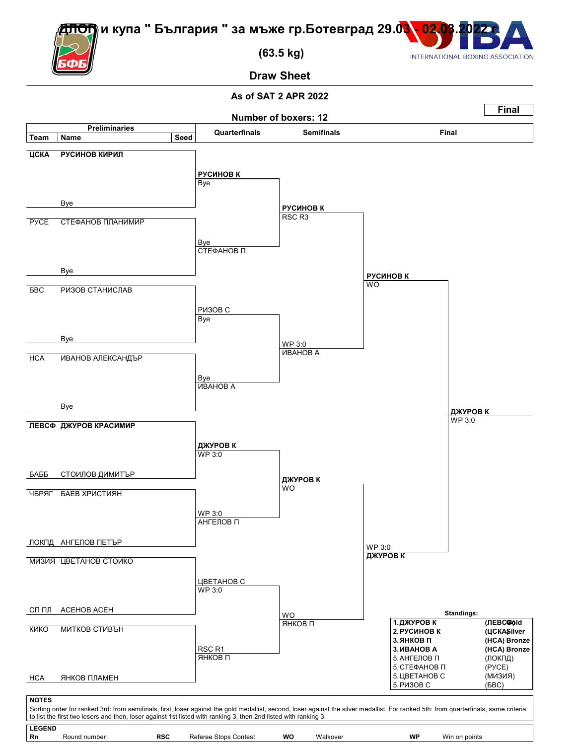# ДЛОП и купа " България " за мъже гр.Ботевград 29.03 - 02.03.2022 г.

## (63.5 kg)

## Draw Sheet

**As of SAT 2 APR 2022**

**Number of boxers: 12**

**Final**

### Preliminaries

| Team | Name | Seed |
|---|---|---|
| ЦСКА | **РУСИНОВ КИРИЛ** | |
| | Bye | |
| РУСЕ | СТЕФАНОВ ПЛАНИМИР | |
| | Bye | |
| БВС | РИЗОВ СТАНИСЛАВ | |
| | Bye | |
| НСА | ИВАНОВ АЛЕКСАНДЪР | |
| | Bye | |
| ЛЕВСФ | **ДЖУРОВ КРАСИМИР** | |
| БАББ | СТОИЛОВ ДИМИТЪР | |
| ЧБРЯГ | БАЕВ ХРИСТИЯН | |
| ЛОКПД | АНГЕЛОВ ПЕТЪР | |
| МИЗИЯ | ЦВЕТАНОВ СТОЙКО | |
| СП ПЛ | АСЕНОВ АСЕН | |
| КИКО | МИТКОВ СТИВЪН | |
| НСА | ЯНКОВ ПЛАМЕН | |

### Quarterfinals

| Winner | Result |
|---|---|
| **РУСИНОВ К** | Bye |
| СТЕФАНОВ П | Bye |
| РИЗОВ С | Bye |
| ИВАНОВ А | Bye |
| **ДЖУРОВ К** | WP 3:0 |
| АНГЕЛОВ П | WP 3:0 |
| ЦВЕТАНОВ С | WP 3:0 |
| ЯНКОВ П | RSC R1 |

### Semifinals

| Winner | Result |
|---|---|
| **РУСИНОВ К** | RSC R3 |
| ИВАНОВ А | WP 3:0 |
| **ДЖУРОВ К** | WO |
| ЯНКОВ П | WO |

### Final

| Winner | Result |
|---|---|
| **РУСИНОВ К** | WO |
| **ДЖУРОВ К** | WP 3:0 |

**Winner: ДЖУРОВ К** – WP 3:0

### Standings:

| Rank | Name | Team | Medal |
|---|---|---|---|
| 1. | **ДЖУРОВ К** | (ЛЕВСФ) | Gold |
| 2. | **РУСИНОВ К** | (ЦСКА) | Silver |
| 3. | **ЯНКОВ П** | (НСА) | Bronze |
| 3. | **ИВАНОВ А** | (НСА) | Bronze |
| 5. | АНГЕЛОВ П | (ЛОКПД) | |
| 5. | СТЕФАНОВ П | (РУСЕ) | |
| 5. | ЦВЕТАНОВ С | (МИЗИЯ) | |
| 5. | РИЗОВ С | (БВС) | |

**NOTES**

Sorting order for ranked 3rd: from semifinals, first, loser against the gold medallist, second, loser against the silver medallist. For ranked 5th: from quarterfinals, same criteria to list the first two losers and then, loser against 1st listed with ranking 3, then 2nd listed with ranking 3.

**LEGEND**

| | | | | | | | |
|---|---|---|---|---|---|---|---|
| **Rn** | Round number | **RSC** | Referee Stops Contest | **WO** | Walkover | **WP** | Win on points |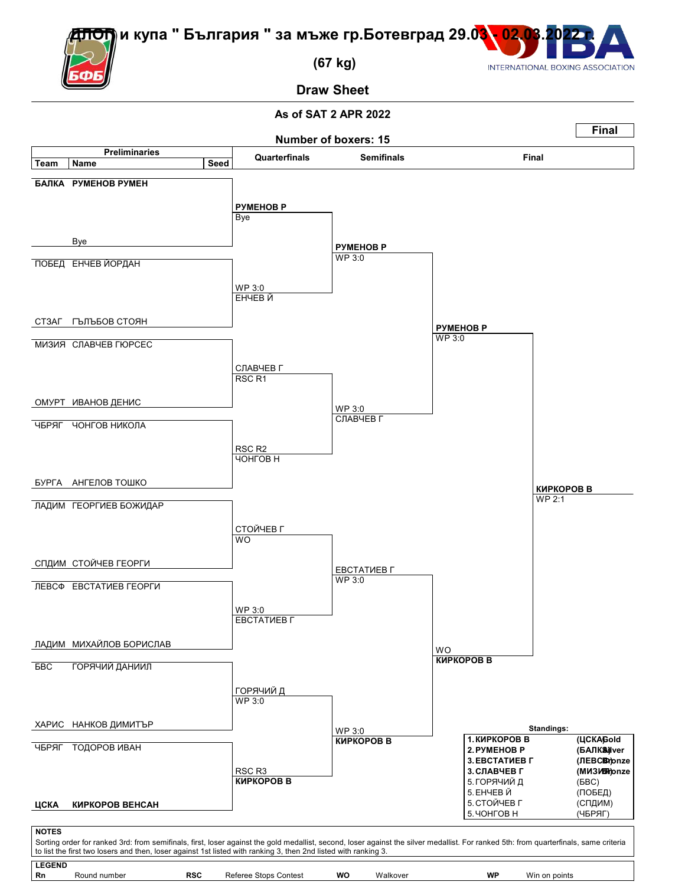# ДЛОП и купа " България " за мъже гр.Ботевград 29.03 - 02.03.2022 г.

## (67 kg)

## Draw Sheet

**As of SAT 2 APR 2022**

**Number of boxers: 15**

**Final**

### Preliminaries

| Team | Name | Seed |
|---|---|---|
| БАЛКА | РУМЕНОВ РУМЕН | |
| | Bye | |
| ПОБЕД | ЕНЧЕВ ЙОРДАН | |
| СТЗАГ | ГЪЛЪБОВ СТОЯН | |
| МИЗИЯ | СЛАВЧЕВ ГЮРСЕС | |
| ОМУРТ | ИВАНОВ ДЕНИС | |
| ЧБРЯГ | ЧОНГОВ НИКОЛА | |
| БУРГА | АНГЕЛОВ ТОШКО | |
| ЛАДИМ | ГЕОРГИЕВ БОЖИДАР | |
| СПДИМ | СТОЙЧЕВ ГЕОРГИ | |
| ЛЕВСФ | ЕВСТАТИЕВ ГЕОРГИ | |
| ЛАДИМ | МИХАЙЛОВ БОРИСЛАВ | |
| БВС | ГОРЯЧИЙ ДАНИИЛ | |
| ХАРИС | НАНКОВ ДИМИТЪР | |
| ЧБРЯГ | ТОДОРОВ ИВАН | |
| ЦСКА | КИРКОРОВ ВЕНСАН | |

### Quarterfinals

- РУМЕНОВ Р — Bye
- ЕНЧЕВ Й — WP 3:0
- СЛАВЧЕВ Г — RSC R1
- ЧОНГОВ Н — RSC R2
- СТОЙЧЕВ Г — WO
- ЕВСТАТИЕВ Г — WP 3:0
- ГОРЯЧИЙ Д — WP 3:0
- КИРКОРОВ В — RSC R3

### Semifinals

- РУМЕНОВ Р — WP 3:0
- СЛАВЧЕВ Г — WP 3:0
- ЕВСТАТИЕВ Г — WP 3:0
- КИРКОРОВ В — WP 3:0

### Final

- РУМЕНОВ Р — WP 3:0
- КИРКОРОВ В — WO

**Winner:** КИРКОРОВ В — WP 2:1

### Standings:

| Rank | Name | Team | Medal |
|---|---|---|---|
| 1. | КИРКОРОВ В | (ЦСКА) | Gold |
| 2. | РУМЕНОВ Р | (БАЛКА) | Silver |
| 3. | ЕВСТАТИЕВ Г | (ЛЕВСФ) | Bronze |
| 3. | СЛАВЧЕВ Г | (МИЗИЯ) | Bronze |
| 5. | ГОРЯЧИЙ Д | (БВС) | |
| 5. | ЕНЧЕВ Й | (ПОБЕД) | |
| 5. | СТОЙЧЕВ Г | (СПДИМ) | |
| 5. | ЧОНГОВ Н | (ЧБРЯГ) | |

**NOTES**

Sorting order for ranked 3rd: from semifinals, first, loser against the gold medallist, second, loser against the silver medallist. For ranked 5th: from quarterfinals, same criteria to list the first two losers and then, loser against 1st listed with ranking 3, then 2nd listed with ranking 3.

**LEGEND**

| | | | | | | | |
|---|---|---|---|---|---|---|---|
| Rn | Round number | RSC | Referee Stops Contest | WO | Walkover | WP | Win on points |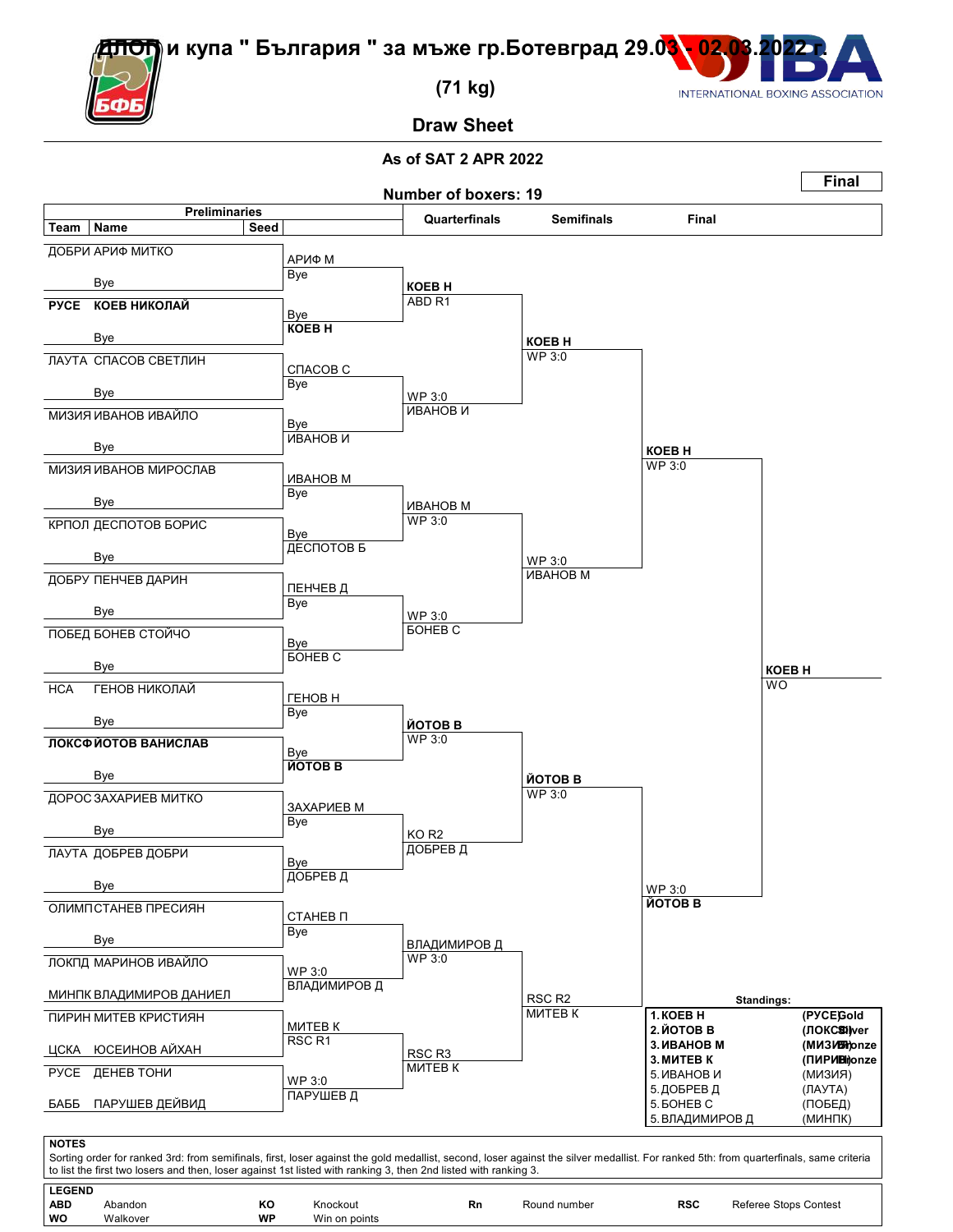# ДЛОП и купа " България " за мъже гр.Ботевград 29.03 - 02.03.2022 г.

## (71 kg)

## Draw Sheet

**As of SAT 2 APR 2022**

**Final**

**Number of boxers: 19**

### Preliminaries

| Team | Name | Seed | Preliminaries result |
|---|---|---|---|
| ДОБРИ | АРИФ МИТКО | | АРИФ М |
| | Bye | | Bye |
| РУСЕ | **КОЕВ НИКОЛАЙ** | | Bye |
| | Bye | | **КОЕВ Н** |
| ЛАУТА | СПАСОВ СВЕТЛИН | | СПАСОВ С |
| | Bye | | Bye |
| МИЗИЯ | ИВАНОВ ИВАЙЛО | | Bye |
| | Bye | | ИВАНОВ И |
| МИЗИЯ | ИВАНОВ МИРОСЛАВ | | ИВАНОВ М |
| | Bye | | Bye |
| КРПОЛ | ДЕСПОТОВ БОРИС | | Bye |
| | Bye | | ДЕСПОТОВ Б |
| ДОБРУ | ПЕНЧЕВ ДАРИН | | ПЕНЧЕВ Д |
| | Bye | | Bye |
| ПОБЕД | БОНЕВ СТОЙЧО | | Bye |
| | Bye | | БОНЕВ С |
| НСА | ГЕНОВ НИКОЛАЙ | | ГЕНОВ Н |
| | Bye | | Bye |
| ЛОКСФ | **ЙОТОВ ВАНИСЛАВ** | | Bye |
| | Bye | | **ЙОТОВ В** |
| ДОРОС | ЗАХАРИЕВ МИТКО | | ЗАХАРИЕВ М |
| | Bye | | Bye |
| ЛАУТА | ДОБРЕВ ДОБРИ | | Bye |
| | Bye | | ДОБРЕВ Д |
| ОЛИМП | СТАНЕВ ПРЕСИЯН | | СТАНЕВ П |
| | Bye | | Bye |
| ЛОКПД | МАРИНОВ ИВАЙЛО | | WP 3:0 |
| МИНПК | ВЛАДИМИРОВ ДАНИЕЛ | | ВЛАДИМИРОВ Д |
| ПИРИН | МИТЕВ КРИСТИЯН | | МИТЕВ К |
| ЦСКА | ЮСЕИНОВ АЙХАН | | RSC R1 |
| РУСЕ | ДЕНЕВ ТОНИ | | WP 3:0 |
| БАББ | ПАРУШЕВ ДЕЙВИД | | ПАРУШЕВ Д |

### Quarterfinals

| Bout | Winner | Result |
|---|---|---|
| АРИФ М vs КОЕВ Н | **КОЕВ Н** | ABD R1 |
| СПАСОВ С vs ИВАНОВ И | ИВАНОВ И | WP 3:0 |
| ИВАНОВ М vs ДЕСПОТОВ Б | ИВАНОВ М | WP 3:0 |
| ПЕНЧЕВ Д vs БОНЕВ С | БОНЕВ С | WP 3:0 |
| ГЕНОВ Н vs ЙОТОВ В | **ЙОТОВ В** | WP 3:0 |
| ЗАХАРИЕВ М vs ДОБРЕВ Д | ДОБРЕВ Д | KO R2 |
| СТАНЕВ П vs ВЛАДИМИРОВ Д | ВЛАДИМИРОВ Д | WP 3:0 |
| МИТЕВ К vs ПАРУШЕВ Д | МИТЕВ К | RSC R3 |

### Semifinals

| Bout | Winner | Result |
|---|---|---|
| КОЕВ Н vs ИВАНОВ И | **КОЕВ Н** | WP 3:0 |
| ИВАНОВ М vs БОНЕВ С | ИВАНОВ М | WP 3:0 |
| ЙОТОВ В vs ДОБРЕВ Д | **ЙОТОВ В** | WP 3:0 |
| ВЛАДИМИРОВ Д vs МИТЕВ К | МИТЕВ К | RSC R2 |

### Final

| Bout | Winner | Result |
|---|---|---|
| КОЕВ Н vs ИВАНОВ М | **КОЕВ Н** | WP 3:0 |
| ЙОТОВ В vs МИТЕВ К | **ЙОТОВ В** | WP 3:0 |
| КОЕВ Н vs ЙОТОВ В | **КОЕВ Н** | WO |

### Standings:

| Rank | Name | Team | Medal |
|---|---|---|---|
| 1. | **КОЕВ Н** | **(РУСЕ)** | **Gold** |
| 2. | **ЙОТОВ В** | **(ЛОКСФ)** | **Silver** |
| 3. | **ИВАНОВ М** | **(МИЗИЯ)** | **Bronze** |
| 3. | **МИТЕВ К** | **(ПИРИН)** | **Bronze** |
| 5. | ИВАНОВ И | (МИЗИЯ) | |
| 5. | ДОБРЕВ Д | (ЛАУТА) | |
| 5. | БОНЕВ С | (ПОБЕД) | |
| 5. | ВЛАДИМИРОВ Д | (МИНПК) | |

**NOTES**

Sorting order for ranked 3rd: from semifinals, first, loser against the gold medallist, second, loser against the silver medallist. For ranked 5th: from quarterfinals, same criteria to list the first two losers and then, loser against 1st listed with ranking 3, then 2nd listed with ranking 3.

**LEGEND**

| | | | | | | | |
|---|---|---|---|---|---|---|---|
| **ABD** | Abandon | **KO** | Knockout | **Rn** | Round number | **RSC** | Referee Stops Contest |
| **WO** | Walkover | **WP** | Win on points | | | | |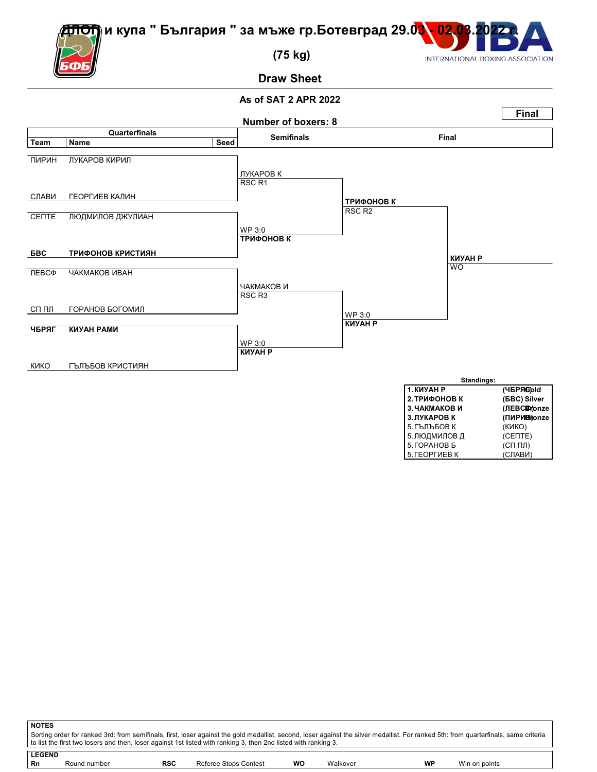# ДЛОП и купа " България " за мъже гр.Ботевград 29.03 - 02.03.2022 г.

## (75 kg)

## Draw Sheet

### As of SAT 2 APR 2022

**Final**

**Number of boxers: 8**

| Team | Name | Seed | Semifinals | Final | |
|---|---|---|---|---|---|
| ПИРИН | ЛУКАРОВ КИРИЛ | | | | |
| | | | ЛУКАРОВ К RSC R1 | | |
| СЛАВИ | ГЕОРГИЕВ КАЛИН | | | | |
| | | | | **ТРИФОНОВ К** RSC R2 | |
| СЕПТЕ | ЛЮДМИЛОВ ДЖУЛИАН | | | | |
| | | | WP 3:0 **ТРИФОНОВ К** | | |
| **БВС** | **ТРИФОНОВ КРИСТИЯН** | | | | |
| | | | | | **КИУАН Р** WO |
| ЛЕВСФ | ЧАКМАКОВ ИВАН | | | | |
| | | | ЧАКМАКОВ И RSC R3 | | |
| СП ПЛ | ГОРАНОВ БОГОМИЛ | | | | |
| | | | | WP 3:0 **КИУАН Р** | |
| **ЧБРЯГ** | **КИУАН РАМИ** | | | | |
| | | | WP 3:0 **КИУАН Р** | | |
| КИКО | ГЪЛЪБОВ КРИСТИЯН | | | | |

**Standings:**

| | | |
|---|---|---|
| **1. КИУАН Р** | **(ЧБРЯГ)** | **Gold** |
| **2. ТРИФОНОВ К** | **(БВС)** | **Silver** |
| **3. ЧАКМАКОВ И** | **(ЛЕВСФ)** | **Bronze** |
| **3. ЛУКАРОВ К** | **(ПИРИН)** | **Bronze** |
| 5. ГЪЛЪБОВ К | (КИКО) | |
| 5. ЛЮДМИЛОВ Д | (СЕПТЕ) | |
| 5. ГОРАНОВ Б | (СП ПЛ) | |
| 5. ГЕОРГИЕВ К | (СЛАВИ) | |

**NOTES**

Sorting order for ranked 3rd: from semifinals, first, loser against the gold medallist, second, loser against the silver medallist. For ranked 5th: from quarterfinals, same criteria to list the first two losers and then, loser against 1st listed with ranking 3, then 2nd listed with ranking 3.

**LEGEND**

| | | | | | | | |
|---|---|---|---|---|---|---|---|
| **Rn** | Round number | **RSC** | Referee Stops Contest | **WO** | Walkover | **WP** | Win on points |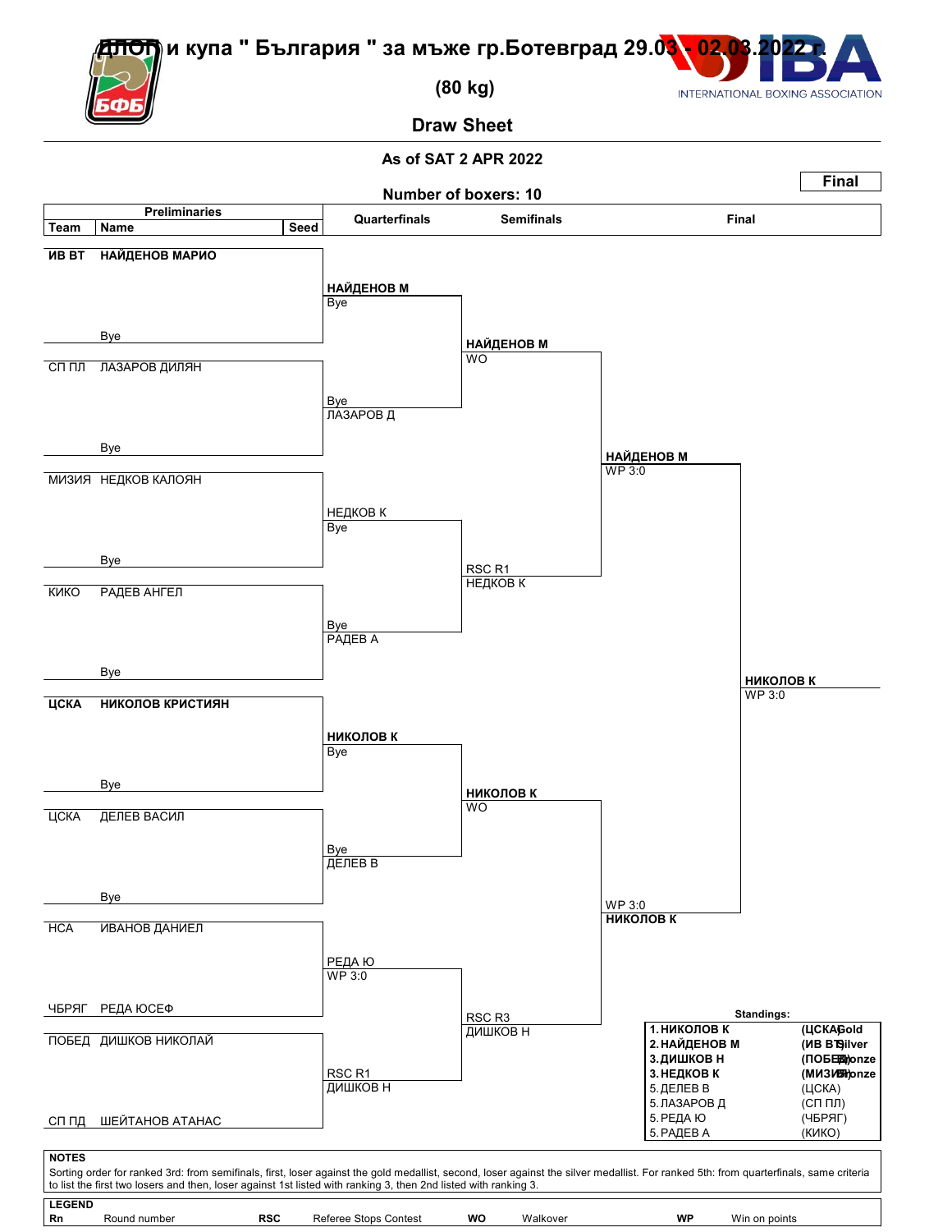# ДЛОП и купа " България " за мъже гр.Ботевград 29.03 - 02.03.2022 г.

## (80 kg)

## Draw Sheet

**As of SAT 2 APR 2022**

**Number of boxers: 10**

**Final**

### Preliminaries

| Team | Name | Seed |
|---|---|---|
| ИВ ВТ | НАЙДЕНОВ МАРИО | |
| | Bye | |
| СП ПЛ | ЛАЗАРОВ ДИЛЯН | |
| | Bye | |
| МИЗИЯ | НЕДКОВ КАЛОЯН | |
| | Bye | |
| КИКО | РАДЕВ АНГЕЛ | |
| | Bye | |
| ЦСКА | НИКОЛОВ КРИСТИЯН | |
| | Bye | |
| ЦСКА | ДЕЛЕВ ВАСИЛ | |
| | Bye | |
| НСА | ИВАНОВ ДАНИЕЛ | |
| ЧБРЯГ | РЕДА ЮСЕФ | |
| ПОБЕД | ДИШКОВ НИКОЛАЙ | |
| СП ПД | ШЕЙТАНОВ АТАНАС | |

### Quarterfinals

- **НАЙДЕНОВ М** – Bye
- ЛАЗАРОВ Д – Bye
- НЕДКОВ К – Bye
- РАДЕВ А – Bye
- **НИКОЛОВ К** – Bye
- ДЕЛЕВ В – Bye
- РЕДА Ю – WP 3:0
- ДИШКОВ Н – RSC R1

### Semifinals

- **НАЙДЕНОВ М** – WO
- НЕДКОВ К – RSC R1
- **НИКОЛОВ К** – WO
- ДИШКОВ Н – RSC R3

### Final

- **НАЙДЕНОВ М** – WP 3:0
- **НИКОЛОВ К** – WP 3:0

**Winner: НИКОЛОВ К** – WP 3:0

### Standings:

| | Name | Team | Medal |
|---|---|---|---|
| 1. | **НИКОЛОВ К** | **(ЦСКА)** | **Gold** |
| 2. | **НАЙДЕНОВ М** | **(ИВ ВТ)** | **Silver** |
| 3. | **ДИШКОВ Н** | **(ПОБЕД)** | **Bronze** |
| 3. | **НЕДКОВ К** | **(МИЗИЯ)** | **Bronze** |
| 5. | ДЕЛЕВ В | (ЦСКА) | |
| 5. | ЛАЗАРОВ Д | (СП ПЛ) | |
| 5. | РЕДА Ю | (ЧБРЯГ) | |
| 5. | РАДЕВ А | (КИКО) | |

**NOTES**

Sorting order for ranked 3rd: from semifinals, first, loser against the gold medallist, second, loser against the silver medallist. For ranked 5th: from quarterfinals, same criteria to list the first two losers and then, loser against 1st listed with ranking 3, then 2nd listed with ranking 3.

**LEGEND**

| | | | | | | | |
|---|---|---|---|---|---|---|---|
| **Rn** | Round number | **RSC** | Referee Stops Contest | **WO** | Walkover | **WP** | Win on points |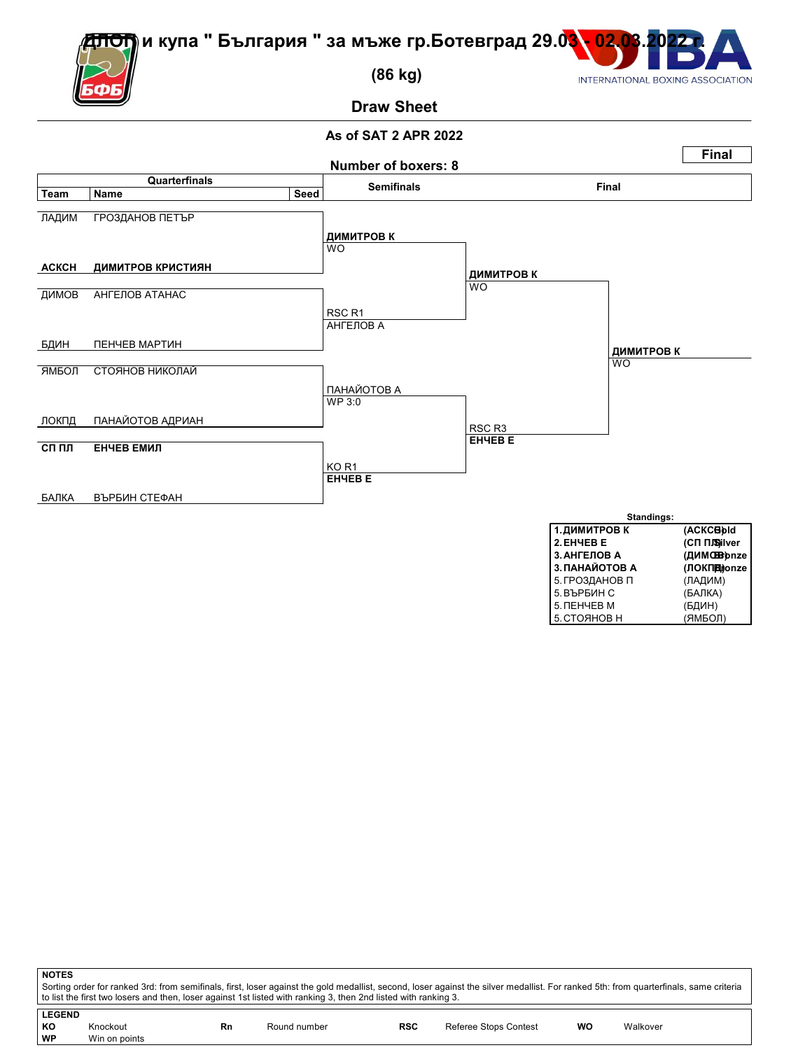# ДЛОП и купа " България " за мъже гр.Ботевград 29.03 - 02.03.2022 г.

## (86 kg)

## Draw Sheet

**As of SAT 2 APR 2022**

**Final**

**Number of boxers: 8**

| Team | Name | Seed | Semifinals | Final | |
|---|---|---|---|---|---|
| ЛАДИМ | ГРОЗДАНОВ ПЕТЪР | | | | |
| | | | **ДИМИТРОВ К** WO | | |
| **АСКСН** | **ДИМИТРОВ КРИСТИЯН** | | | | |
| | | | | **ДИМИТРОВ К** WO | |
| ДИМОВ | АНГЕЛОВ АТАНАС | | | | |
| | | | RSC R1 АНГЕЛОВ А | | |
| БДИН | ПЕНЧЕВ МАРТИН | | | | |
| | | | | | **ДИМИТРОВ К** WO |
| ЯМБОЛ | СТОЯНОВ НИКОЛАЙ | | | | |
| | | | ПАНАЙОТОВ А WP 3:0 | | |
| ЛОКПД | ПАНАЙОТОВ АДРИАН | | | | |
| | | | | RSC R3 **ЕНЧЕВ Е** | |
| **СП ПЛ** | **ЕНЧЕВ ЕМИЛ** | | | | |
| | | | KO R1 **ЕНЧЕВ Е** | | |
| БАЛКА | ВЪРБИН СТЕФАН | | | | |

**Standings:**

| Rank | Name | Team | Medal |
|---|---|---|---|
| **1.** | **ДИМИТРОВ К** | **(АСКСН)** | **Gold** |
| **2.** | **ЕНЧЕВ Е** | **(СП ПЛ)** | **Silver** |
| **3.** | **АНГЕЛОВ А** | **(ДИМОВ)** | **Bronze** |
| **3.** | **ПАНАЙОТОВ А** | **(ЛОКПД)** | **Bronze** |
| 5. | ГРОЗДАНОВ П | (ЛАДИМ) | |
| 5. | ВЪРБИН С | (БАЛКА) | |
| 5. | ПЕНЧЕВ М | (БДИН) | |
| 5. | СТОЯНОВ Н | (ЯМБОЛ) | |

**NOTES**

Sorting order for ranked 3rd: from semifinals, first, loser against the gold medallist, second, loser against the silver medallist. For ranked 5th: from quarterfinals, same criteria to list the first two losers and then, loser against 1st listed with ranking 3, then 2nd listed with ranking 3.

**LEGEND**

| | | | | | | | |
|---|---|---|---|---|---|---|---|
| **KO** | Knockout | **Rn** | Round number | **RSC** | Referee Stops Contest | **WO** | Walkover |
| **WP** | Win on points | | | | | | |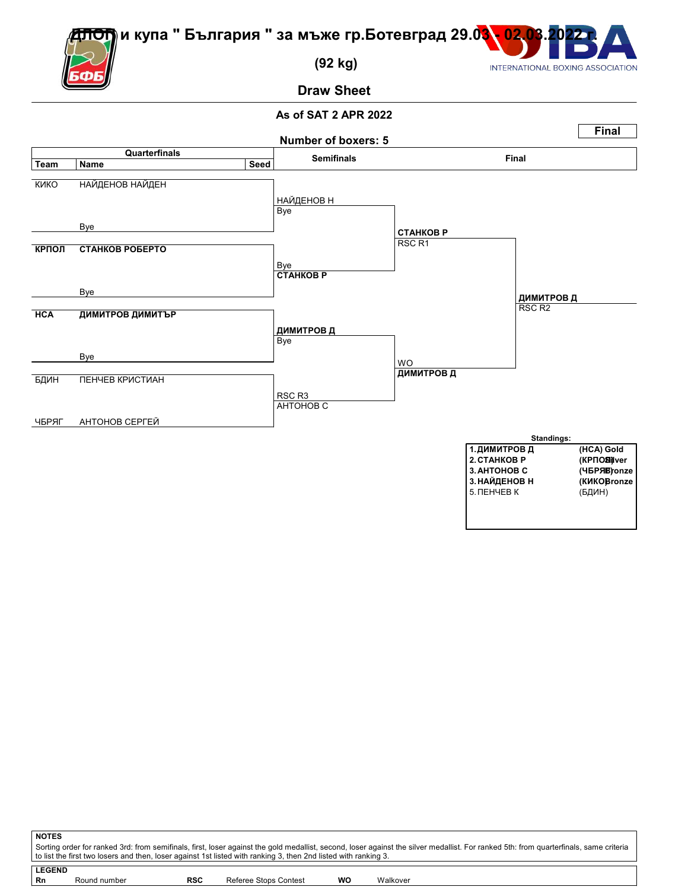# ДЛОП и купа " България " за мъже гр.Ботевград 29.03 - 02.03.2022 г.

## (92 kg)

## Draw Sheet

### As of SAT 2 APR 2022

**Final**

**Number of boxers: 5**

| Team | Name | Seed | Semifinals | Final | |
|---|---|---|---|---|---|
| КИКО | НАЙДЕНОВ НАЙДЕН | | НАЙДЕНОВ Н / Bye | | |
| | Bye | | | СТАНКОВ Р / RSC R1 | |
| **КРПОЛ** | **СТАНКОВ РОБЕРТО** | | Bye / **СТАНКОВ Р** | | |
| | Bye | | | | **ДИМИТРОВ Д** / RSC R2 |
| **НСА** | **ДИМИТРОВ ДИМИТЪР** | | **ДИМИТРОВ Д** / Bye | | |
| | Bye | | | WO / **ДИМИТРОВ Д** | |
| БДИН | ПЕНЧЕВ КРИСТИАН | | RSC R3 / АНТОНОВ С | | |
| ЧБРЯГ | АНТОНОВ СЕРГЕЙ | | | | |

**Standings:**

| | | |
|---|---|---|
| 1. ДИМИТРОВ Д | (НСА) | Gold |
| 2. СТАНКОВ Р | (КРПОЛ) | Silver |
| 3. АНТОНОВ С | (ЧБРЯГ) | Bronze |
| 3. НАЙДЕНОВ Н | (КИКО) | Bronze |
| 5. ПЕНЧЕВ К | (БДИН) | |

**NOTES**

Sorting order for ranked 3rd: from semifinals, first, loser against the gold medallist, second, loser against the silver medallist. For ranked 5th: from quarterfinals, same criteria to list the first two losers and then, loser against 1st listed with ranking 3, then 2nd listed with ranking 3.

**LEGEND**

| | | | | | |
|---|---|---|---|---|---|
| **Rn** | Round number | **RSC** | Referee Stops Contest | **WO** | Walkover |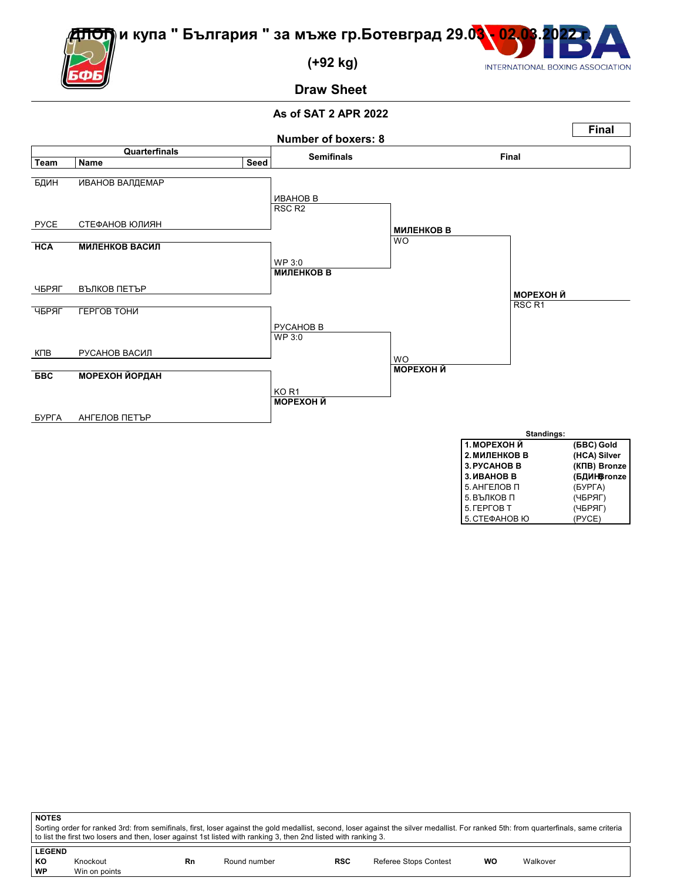# ДЛОП и купа " България " за мъже гр.Ботевград 29.03 - 02.03.2022 г.

**(+92 kg)**

**Draw Sheet**

**As of SAT 2 APR 2022**

**Final**

**Number of boxers: 8**

| Team | Name | Seed | Quarterfinals result | Semifinals result | Final result |
|---|---|---|---|---|---|
| БДИН | ИВАНОВ ВАЛДЕМАР | | ИВАНОВ В RSC R2 | | |
| РУСЕ | СТЕФАНОВ ЮЛИЯН | | | МИЛЕНКОВ В WO | |
| **НСА** | **МИЛЕНКОВ ВАСИЛ** | | WP 3:0 **МИЛЕНКОВ В** | | |
| ЧБРЯГ | ВЪЛКОВ ПЕТЪР | | | | **МОРЕХОН Й** RSC R1 |
| ЧБРЯГ | ГЕРГОВ ТОНИ | | РУСАНОВ В WP 3:0 | | |
| КПВ | РУСАНОВ ВАСИЛ | | | WO **МОРЕХОН Й** | |
| **БВС** | **МОРЕХОН ЙОРДАН** | | KO R1 **МОРЕХОН Й** | | |
| БУРГА | АНГЕЛОВ ПЕТЪР | | | | |

**Standings:**

| Rank | Name | Team / Medal |
|---|---|---|
| **1.** | **МОРЕХОН Й** | **(БВС) Gold** |
| **2.** | **МИЛЕНКОВ В** | **(НСА) Silver** |
| **3.** | **РУСАНОВ В** | **(КПВ) Bronze** |
| **3.** | **ИВАНОВ В** | **(БДИН) Bronze** |
| 5. | АНГЕЛОВ П | (БУРГА) |
| 5. | ВЪЛКОВ П | (ЧБРЯГ) |
| 5. | ГЕРГОВ Т | (ЧБРЯГ) |
| 5. | СТЕФАНОВ Ю | (РУСЕ) |

**NOTES**

Sorting order for ranked 3rd: from semifinals, first, loser against the gold medallist, second, loser against the silver medallist. For ranked 5th: from quarterfinals, same criteria to list the first two losers and then, loser against 1st listed with ranking 3, then 2nd listed with ranking 3.

**LEGEND**

| | | | | | | | |
|---|---|---|---|---|---|---|---|
| **KO** | Knockout | **Rn** | Round number | **RSC** | Referee Stops Contest | **WO** | Walkover |
| **WP** | Win on points | | | | | | |